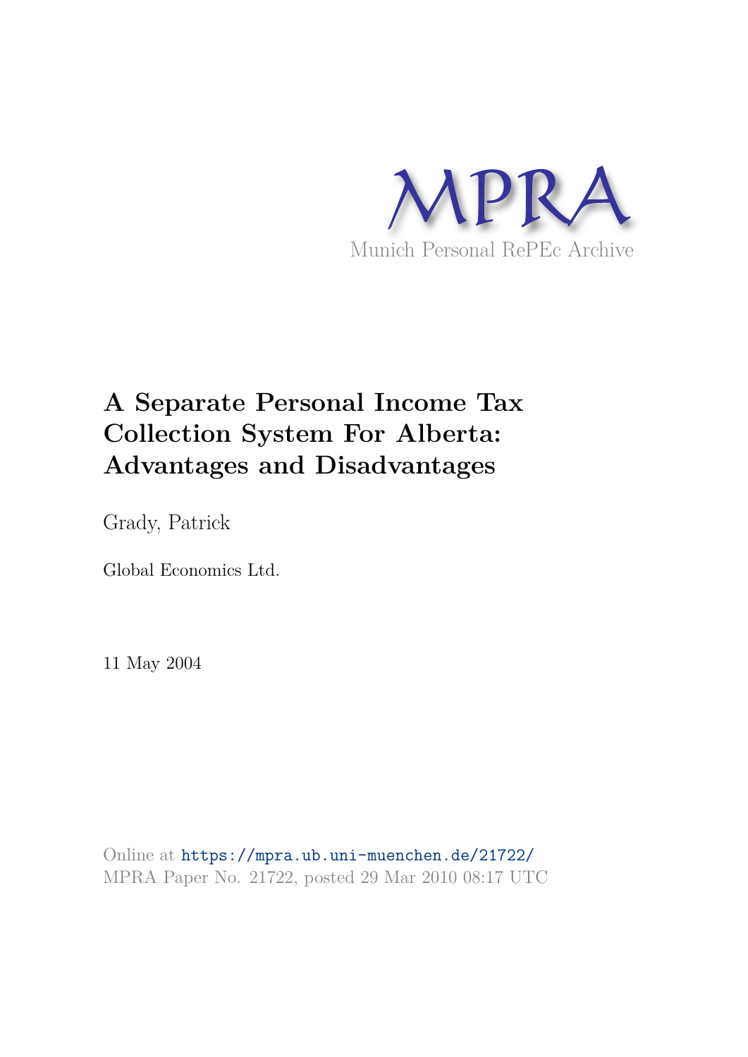MPRA

Munich Personal RePEc Archive

# A Separate Personal Income Tax Collection System For Alberta: Advantages and Disadvantages

Grady, Patrick

Global Economics Ltd.

11 May 2004

Online at https://mpra.ub.uni-muenchen.de/21722/
MPRA Paper No. 21722, posted 29 Mar 2010 08:17 UTC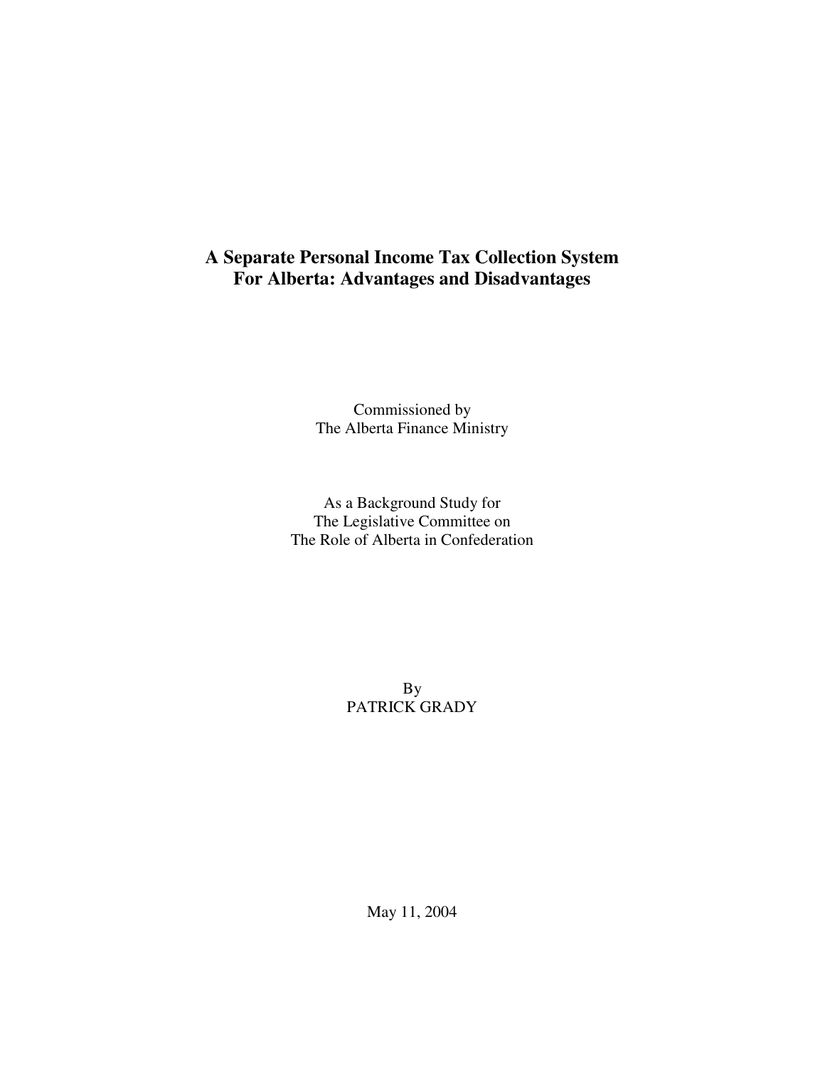# A Separate Personal Income Tax Collection System For Alberta: Advantages and Disadvantages

Commissioned by
The Alberta Finance Ministry

As a Background Study for
The Legislative Committee on
The Role of Alberta in Confederation

By
PATRICK GRADY

May 11, 2004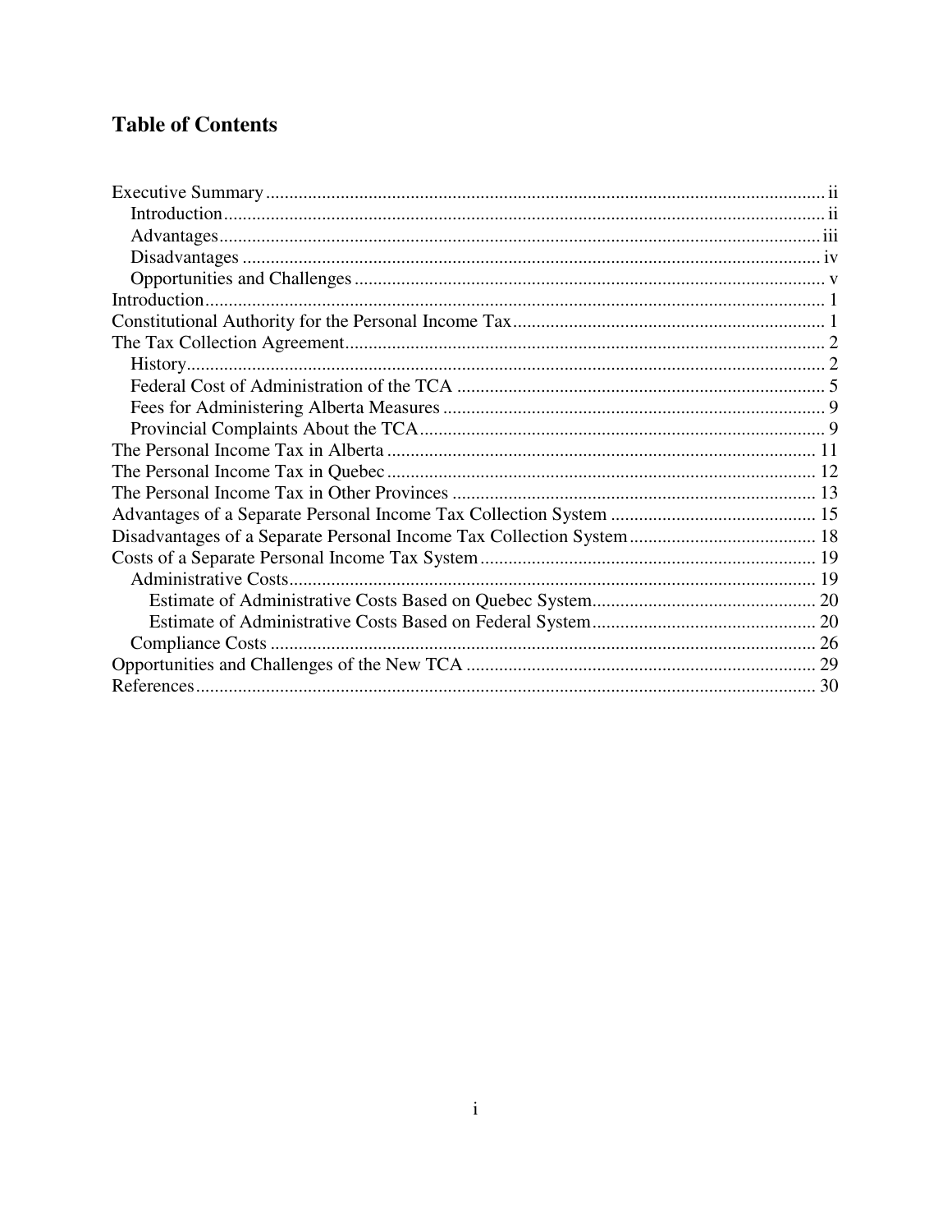# Table of Contents

- Executive Summary ..... ii
  - Introduction ..... ii
  - Advantages ..... iii
  - Disadvantages ..... iv
  - Opportunities and Challenges ..... v
- Introduction ..... 1
- Constitutional Authority for the Personal Income Tax ..... 1
- The Tax Collection Agreement ..... 2
  - History ..... 2
  - Federal Cost of Administration of the TCA ..... 5
  - Fees for Administering Alberta Measures ..... 9
  - Provincial Complaints About the TCA ..... 9
- The Personal Income Tax in Alberta ..... 11
- The Personal Income Tax in Quebec ..... 12
- The Personal Income Tax in Other Provinces ..... 13
- Advantages of a Separate Personal Income Tax Collection System ..... 15
- Disadvantages of a Separate Personal Income Tax Collection System ..... 18
- Costs of a Separate Personal Income Tax System ..... 19
  - Administrative Costs ..... 19
    - Estimate of Administrative Costs Based on Quebec System ..... 20
    - Estimate of Administrative Costs Based on Federal System ..... 20
  - Compliance Costs ..... 26
- Opportunities and Challenges of the New TCA ..... 29
- References ..... 30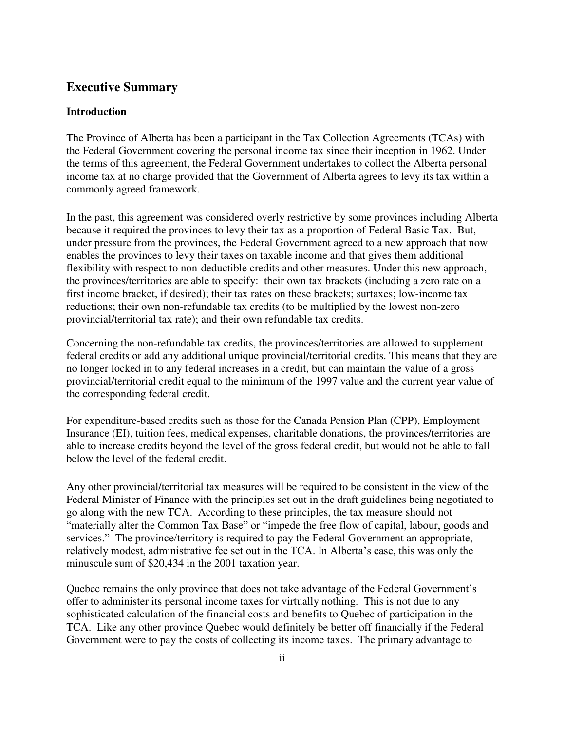## Executive Summary

### Introduction

The Province of Alberta has been a participant in the Tax Collection Agreements (TCAs) with the Federal Government covering the personal income tax since their inception in 1962. Under the terms of this agreement, the Federal Government undertakes to collect the Alberta personal income tax at no charge provided that the Government of Alberta agrees to levy its tax within a commonly agreed framework.

In the past, this agreement was considered overly restrictive by some provinces including Alberta because it required the provinces to levy their tax as a proportion of Federal Basic Tax. But, under pressure from the provinces, the Federal Government agreed to a new approach that now enables the provinces to levy their taxes on taxable income and that gives them additional flexibility with respect to non-deductible credits and other measures. Under this new approach, the provinces/territories are able to specify: their own tax brackets (including a zero rate on a first income bracket, if desired); their tax rates on these brackets; surtaxes; low-income tax reductions; their own non-refundable tax credits (to be multiplied by the lowest non-zero provincial/territorial tax rate); and their own refundable tax credits.

Concerning the non-refundable tax credits, the provinces/territories are allowed to supplement federal credits or add any additional unique provincial/territorial credits. This means that they are no longer locked in to any federal increases in a credit, but can maintain the value of a gross provincial/territorial credit equal to the minimum of the 1997 value and the current year value of the corresponding federal credit.

For expenditure-based credits such as those for the Canada Pension Plan (CPP), Employment Insurance (EI), tuition fees, medical expenses, charitable donations, the provinces/territories are able to increase credits beyond the level of the gross federal credit, but would not be able to fall below the level of the federal credit.

Any other provincial/territorial tax measures will be required to be consistent in the view of the Federal Minister of Finance with the principles set out in the draft guidelines being negotiated to go along with the new TCA. According to these principles, the tax measure should not "materially alter the Common Tax Base" or "impede the free flow of capital, labour, goods and services." The province/territory is required to pay the Federal Government an appropriate, relatively modest, administrative fee set out in the TCA. In Alberta's case, this was only the minuscule sum of $20,434 in the 2001 taxation year.

Quebec remains the only province that does not take advantage of the Federal Government's offer to administer its personal income taxes for virtually nothing. This is not due to any sophisticated calculation of the financial costs and benefits to Quebec of participation in the TCA. Like any other province Quebec would definitely be better off financially if the Federal Government were to pay the costs of collecting its income taxes. The primary advantage to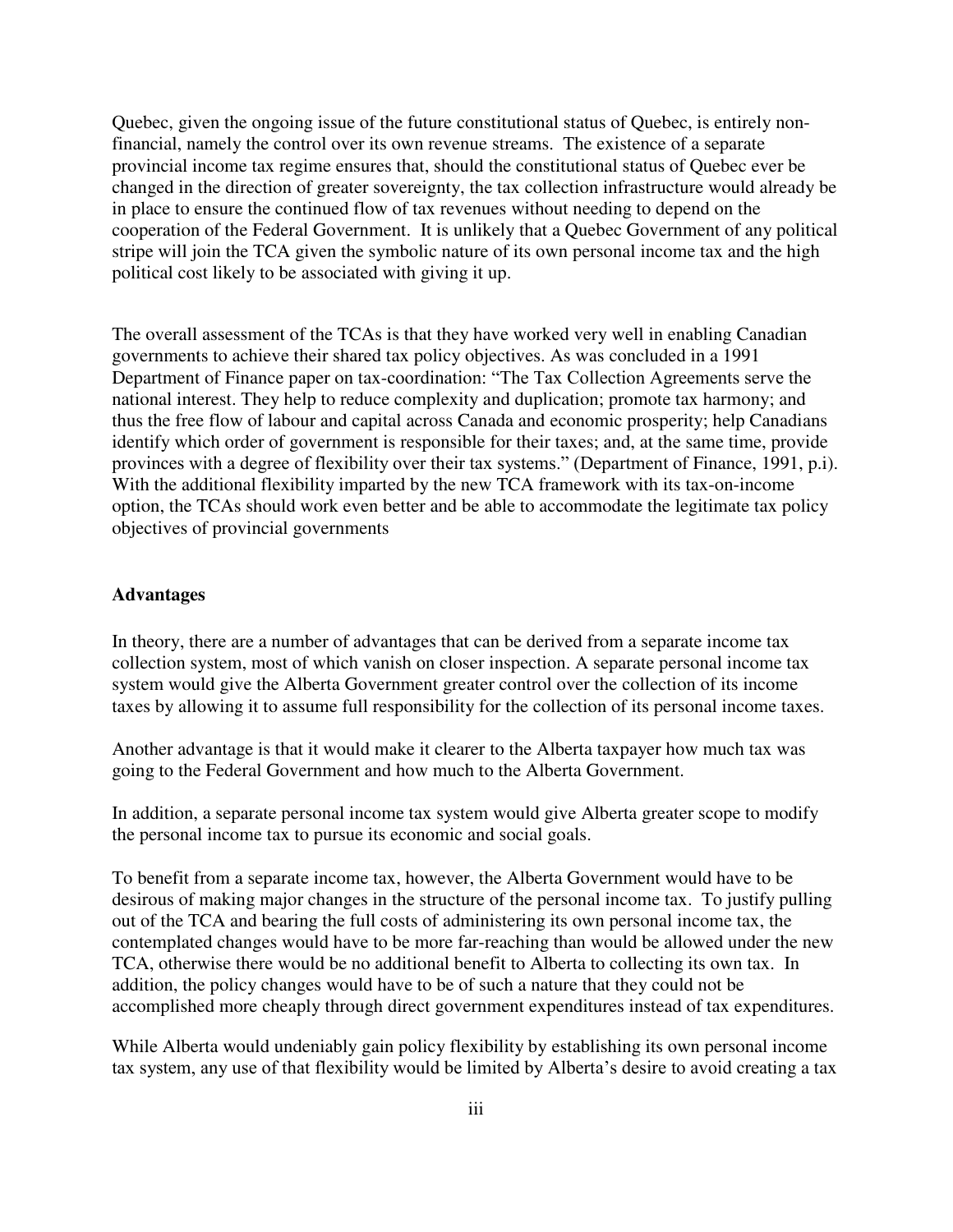Quebec, given the ongoing issue of the future constitutional status of Quebec, is entirely non-financial, namely the control over its own revenue streams. The existence of a separate provincial income tax regime ensures that, should the constitutional status of Quebec ever be changed in the direction of greater sovereignty, the tax collection infrastructure would already be in place to ensure the continued flow of tax revenues without needing to depend on the cooperation of the Federal Government. It is unlikely that a Quebec Government of any political stripe will join the TCA given the symbolic nature of its own personal income tax and the high political cost likely to be associated with giving it up.

The overall assessment of the TCAs is that they have worked very well in enabling Canadian governments to achieve their shared tax policy objectives. As was concluded in a 1991 Department of Finance paper on tax-coordination: "The Tax Collection Agreements serve the national interest. They help to reduce complexity and duplication; promote tax harmony; and thus the free flow of labour and capital across Canada and economic prosperity; help Canadians identify which order of government is responsible for their taxes; and, at the same time, provide provinces with a degree of flexibility over their tax systems." (Department of Finance, 1991, p.i). With the additional flexibility imparted by the new TCA framework with its tax-on-income option, the TCAs should work even better and be able to accommodate the legitimate tax policy objectives of provincial governments

**Advantages**

In theory, there are a number of advantages that can be derived from a separate income tax collection system, most of which vanish on closer inspection. A separate personal income tax system would give the Alberta Government greater control over the collection of its income taxes by allowing it to assume full responsibility for the collection of its personal income taxes.

Another advantage is that it would make it clearer to the Alberta taxpayer how much tax was going to the Federal Government and how much to the Alberta Government.

In addition, a separate personal income tax system would give Alberta greater scope to modify the personal income tax to pursue its economic and social goals.

To benefit from a separate income tax, however, the Alberta Government would have to be desirous of making major changes in the structure of the personal income tax. To justify pulling out of the TCA and bearing the full costs of administering its own personal income tax, the contemplated changes would have to be more far-reaching than would be allowed under the new TCA, otherwise there would be no additional benefit to Alberta to collecting its own tax. In addition, the policy changes would have to be of such a nature that they could not be accomplished more cheaply through direct government expenditures instead of tax expenditures.

While Alberta would undeniably gain policy flexibility by establishing its own personal income tax system, any use of that flexibility would be limited by Alberta's desire to avoid creating a tax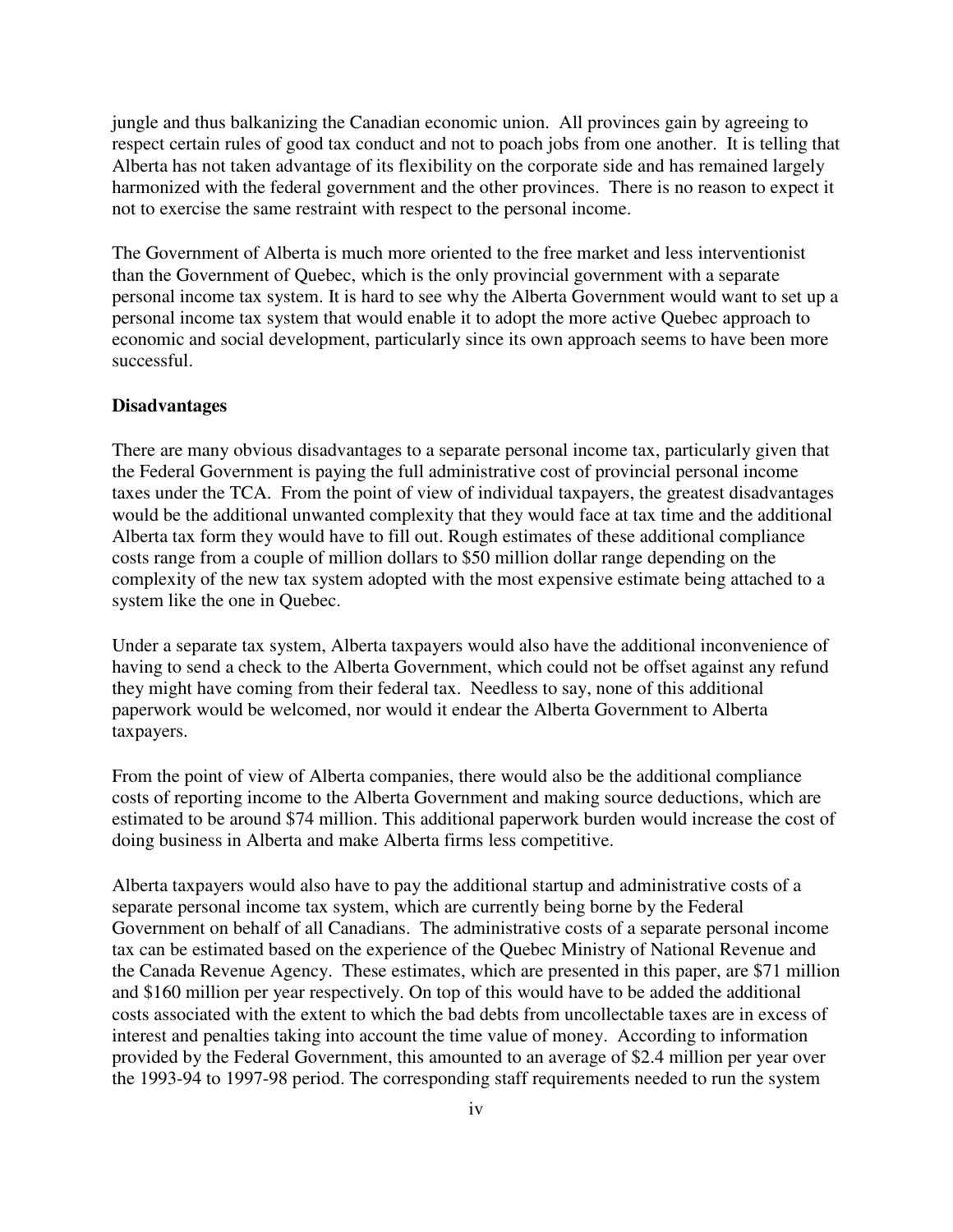jungle and thus balkanizing the Canadian economic union. All provinces gain by agreeing to respect certain rules of good tax conduct and not to poach jobs from one another. It is telling that Alberta has not taken advantage of its flexibility on the corporate side and has remained largely harmonized with the federal government and the other provinces. There is no reason to expect it not to exercise the same restraint with respect to the personal income.

The Government of Alberta is much more oriented to the free market and less interventionist than the Government of Quebec, which is the only provincial government with a separate personal income tax system. It is hard to see why the Alberta Government would want to set up a personal income tax system that would enable it to adopt the more active Quebec approach to economic and social development, particularly since its own approach seems to have been more successful.

**Disadvantages**

There are many obvious disadvantages to a separate personal income tax, particularly given that the Federal Government is paying the full administrative cost of provincial personal income taxes under the TCA. From the point of view of individual taxpayers, the greatest disadvantages would be the additional unwanted complexity that they would face at tax time and the additional Alberta tax form they would have to fill out. Rough estimates of these additional compliance costs range from a couple of million dollars to $50 million dollar range depending on the complexity of the new tax system adopted with the most expensive estimate being attached to a system like the one in Quebec.

Under a separate tax system, Alberta taxpayers would also have the additional inconvenience of having to send a check to the Alberta Government, which could not be offset against any refund they might have coming from their federal tax. Needless to say, none of this additional paperwork would be welcomed, nor would it endear the Alberta Government to Alberta taxpayers.

From the point of view of Alberta companies, there would also be the additional compliance costs of reporting income to the Alberta Government and making source deductions, which are estimated to be around $74 million. This additional paperwork burden would increase the cost of doing business in Alberta and make Alberta firms less competitive.

Alberta taxpayers would also have to pay the additional startup and administrative costs of a separate personal income tax system, which are currently being borne by the Federal Government on behalf of all Canadians. The administrative costs of a separate personal income tax can be estimated based on the experience of the Quebec Ministry of National Revenue and the Canada Revenue Agency. These estimates, which are presented in this paper, are $71 million and $160 million per year respectively. On top of this would have to be added the additional costs associated with the extent to which the bad debts from uncollectable taxes are in excess of interest and penalties taking into account the time value of money. According to information provided by the Federal Government, this amounted to an average of $2.4 million per year over the 1993-94 to 1997-98 period. The corresponding staff requirements needed to run the system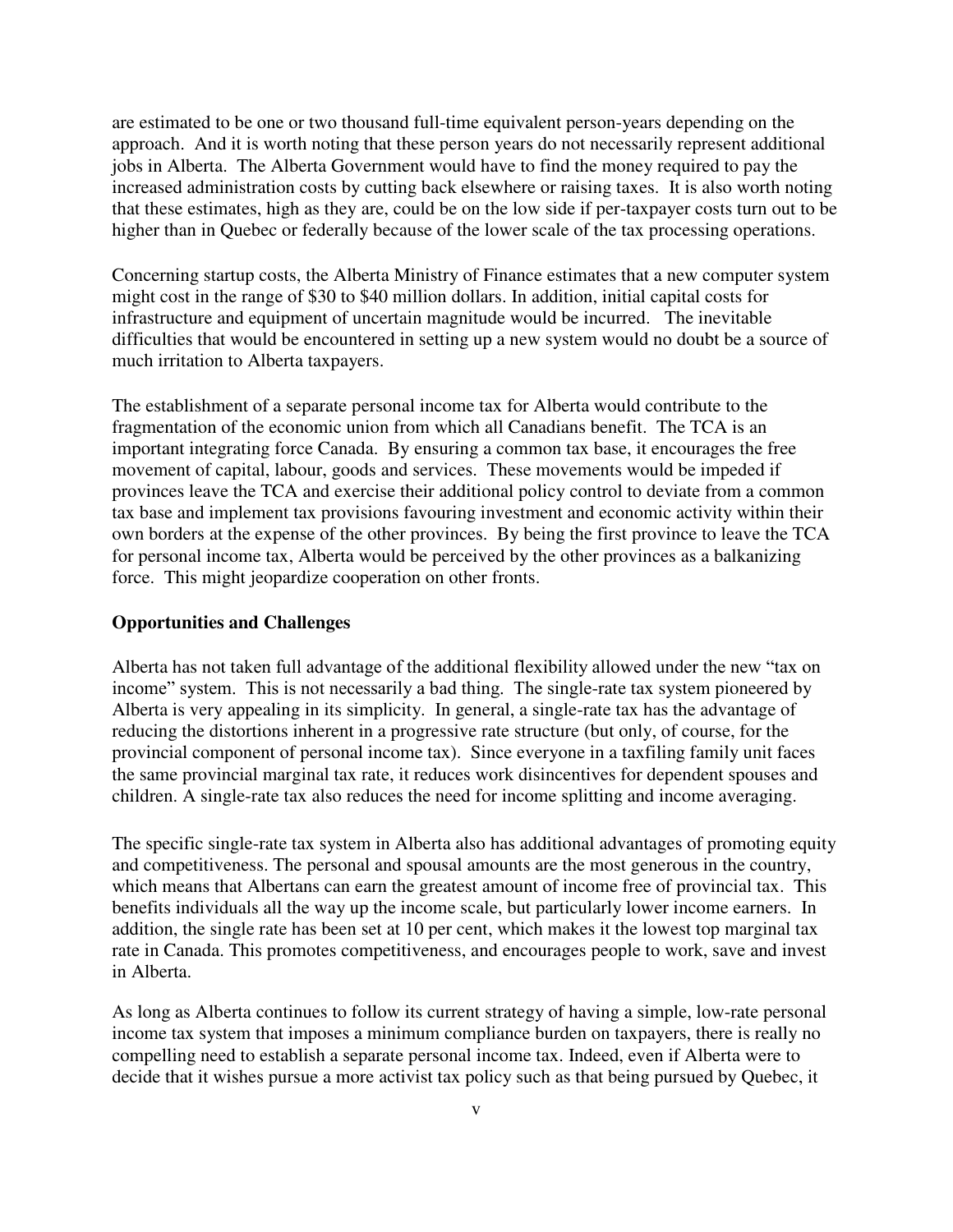are estimated to be one or two thousand full-time equivalent person-years depending on the approach. And it is worth noting that these person years do not necessarily represent additional jobs in Alberta. The Alberta Government would have to find the money required to pay the increased administration costs by cutting back elsewhere or raising taxes. It is also worth noting that these estimates, high as they are, could be on the low side if per-taxpayer costs turn out to be higher than in Quebec or federally because of the lower scale of the tax processing operations.

Concerning startup costs, the Alberta Ministry of Finance estimates that a new computer system might cost in the range of $30 to $40 million dollars. In addition, initial capital costs for infrastructure and equipment of uncertain magnitude would be incurred. The inevitable difficulties that would be encountered in setting up a new system would no doubt be a source of much irritation to Alberta taxpayers.

The establishment of a separate personal income tax for Alberta would contribute to the fragmentation of the economic union from which all Canadians benefit. The TCA is an important integrating force Canada. By ensuring a common tax base, it encourages the free movement of capital, labour, goods and services. These movements would be impeded if provinces leave the TCA and exercise their additional policy control to deviate from a common tax base and implement tax provisions favouring investment and economic activity within their own borders at the expense of the other provinces. By being the first province to leave the TCA for personal income tax, Alberta would be perceived by the other provinces as a balkanizing force. This might jeopardize cooperation on other fronts.

**Opportunities and Challenges**

Alberta has not taken full advantage of the additional flexibility allowed under the new "tax on income" system. This is not necessarily a bad thing. The single-rate tax system pioneered by Alberta is very appealing in its simplicity. In general, a single-rate tax has the advantage of reducing the distortions inherent in a progressive rate structure (but only, of course, for the provincial component of personal income tax). Since everyone in a taxfiling family unit faces the same provincial marginal tax rate, it reduces work disincentives for dependent spouses and children. A single-rate tax also reduces the need for income splitting and income averaging.

The specific single-rate tax system in Alberta also has additional advantages of promoting equity and competitiveness. The personal and spousal amounts are the most generous in the country, which means that Albertans can earn the greatest amount of income free of provincial tax. This benefits individuals all the way up the income scale, but particularly lower income earners. In addition, the single rate has been set at 10 per cent, which makes it the lowest top marginal tax rate in Canada. This promotes competitiveness, and encourages people to work, save and invest in Alberta.

As long as Alberta continues to follow its current strategy of having a simple, low-rate personal income tax system that imposes a minimum compliance burden on taxpayers, there is really no compelling need to establish a separate personal income tax. Indeed, even if Alberta were to decide that it wishes pursue a more activist tax policy such as that being pursued by Quebec, it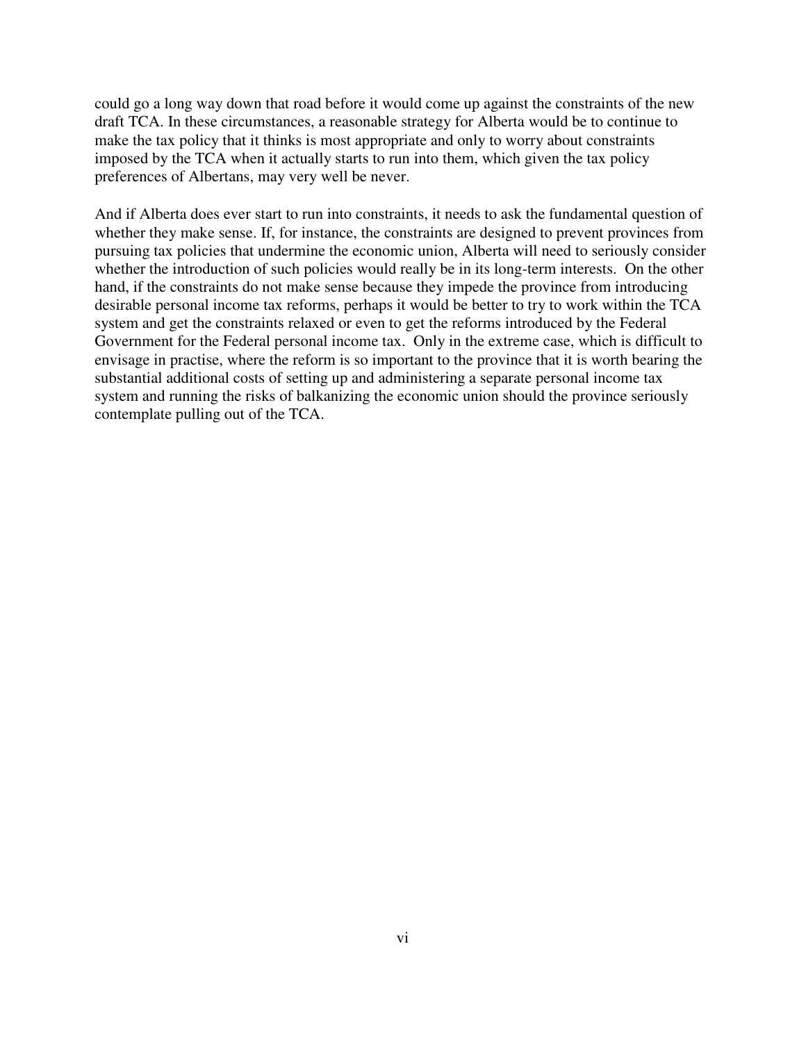could go a long way down that road before it would come up against the constraints of the new draft TCA. In these circumstances, a reasonable strategy for Alberta would be to continue to make the tax policy that it thinks is most appropriate and only to worry about constraints imposed by the TCA when it actually starts to run into them, which given the tax policy preferences of Albertans, may very well be never.

And if Alberta does ever start to run into constraints, it needs to ask the fundamental question of whether they make sense. If, for instance, the constraints are designed to prevent provinces from pursuing tax policies that undermine the economic union, Alberta will need to seriously consider whether the introduction of such policies would really be in its long-term interests. On the other hand, if the constraints do not make sense because they impede the province from introducing desirable personal income tax reforms, perhaps it would be better to try to work within the TCA system and get the constraints relaxed or even to get the reforms introduced by the Federal Government for the Federal personal income tax. Only in the extreme case, which is difficult to envisage in practise, where the reform is so important to the province that it is worth bearing the substantial additional costs of setting up and administering a separate personal income tax system and running the risks of balkanizing the economic union should the province seriously contemplate pulling out of the TCA.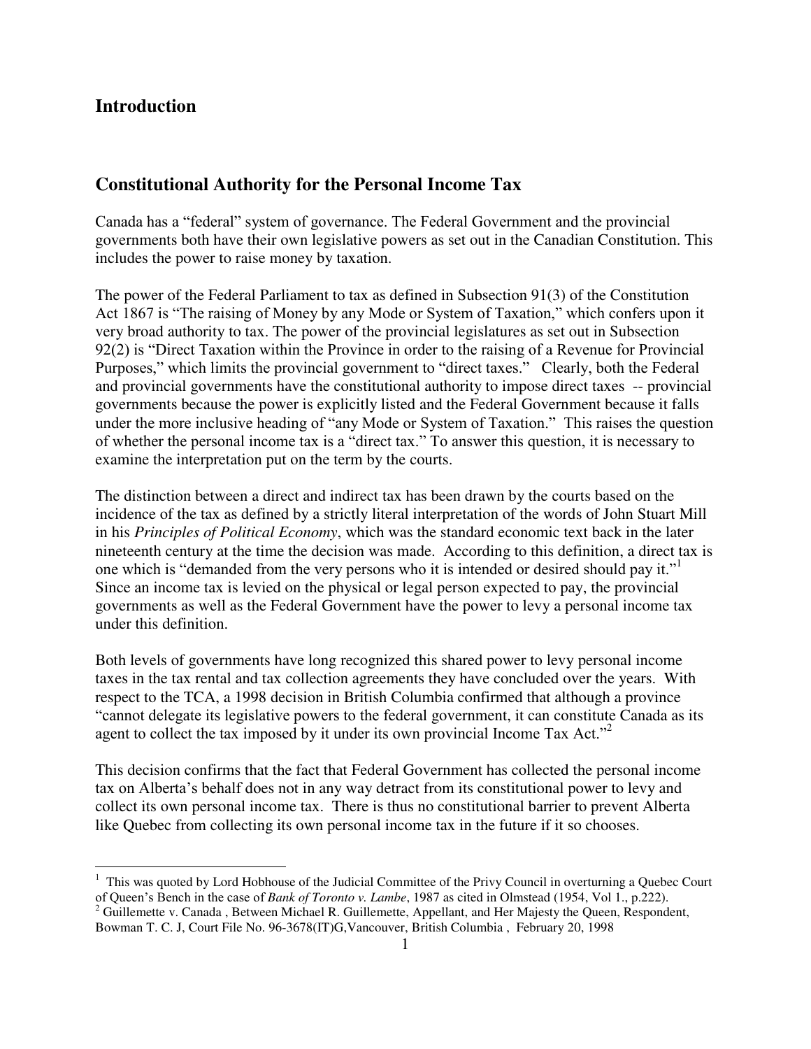## Introduction

## Constitutional Authority for the Personal Income Tax

Canada has a "federal" system of governance. The Federal Government and the provincial governments both have their own legislative powers as set out in the Canadian Constitution. This includes the power to raise money by taxation.

The power of the Federal Parliament to tax as defined in Subsection 91(3) of the Constitution Act 1867 is "The raising of Money by any Mode or System of Taxation," which confers upon it very broad authority to tax. The power of the provincial legislatures as set out in Subsection 92(2) is "Direct Taxation within the Province in order to the raising of a Revenue for Provincial Purposes," which limits the provincial government to "direct taxes." Clearly, both the Federal and provincial governments have the constitutional authority to impose direct taxes -- provincial governments because the power is explicitly listed and the Federal Government because it falls under the more inclusive heading of "any Mode or System of Taxation." This raises the question of whether the personal income tax is a "direct tax." To answer this question, it is necessary to examine the interpretation put on the term by the courts.

The distinction between a direct and indirect tax has been drawn by the courts based on the incidence of the tax as defined by a strictly literal interpretation of the words of John Stuart Mill in his *Principles of Political Economy*, which was the standard economic text back in the later nineteenth century at the time the decision was made. According to this definition, a direct tax is one which is "demanded from the very persons who it is intended or desired should pay it."[1] Since an income tax is levied on the physical or legal person expected to pay, the provincial governments as well as the Federal Government have the power to levy a personal income tax under this definition.

Both levels of governments have long recognized this shared power to levy personal income taxes in the tax rental and tax collection agreements they have concluded over the years. With respect to the TCA, a 1998 decision in British Columbia confirmed that although a province "cannot delegate its legislative powers to the federal government, it can constitute Canada as its agent to collect the tax imposed by it under its own provincial Income Tax Act."[2]

This decision confirms that the fact that Federal Government has collected the personal income tax on Alberta's behalf does not in any way detract from its constitutional power to levy and collect its own personal income tax. There is thus no constitutional barrier to prevent Alberta like Quebec from collecting its own personal income tax in the future if it so chooses.

---

[1] This was quoted by Lord Hobhouse of the Judicial Committee of the Privy Council in overturning a Quebec Court of Queen's Bench in the case of *Bank of Toronto v. Lambe*, 1987 as cited in Olmstead (1954, Vol 1., p.222).

[2] Guillemette v. Canada , Between Michael R. Guillemette, Appellant, and Her Majesty the Queen, Respondent, Bowman T. C. J, Court File No. 96-3678(IT)G,Vancouver, British Columbia , February 20, 1998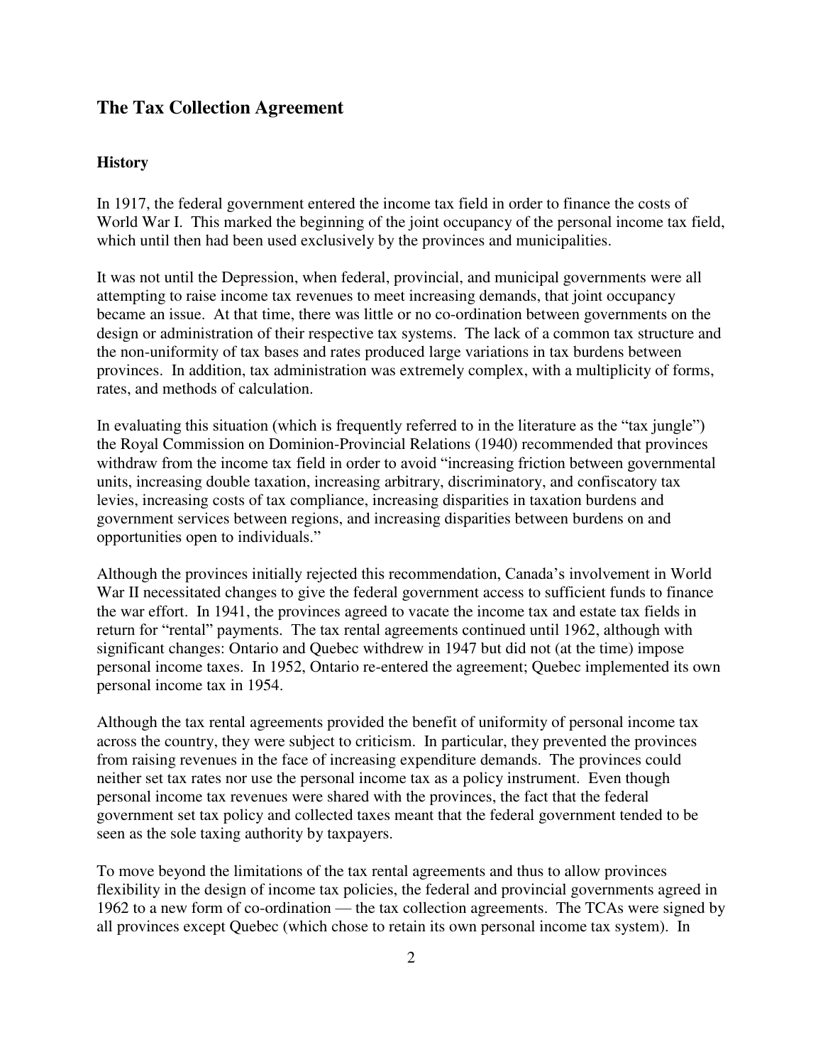## The Tax Collection Agreement

### History

In 1917, the federal government entered the income tax field in order to finance the costs of World War I. This marked the beginning of the joint occupancy of the personal income tax field, which until then had been used exclusively by the provinces and municipalities.

It was not until the Depression, when federal, provincial, and municipal governments were all attempting to raise income tax revenues to meet increasing demands, that joint occupancy became an issue. At that time, there was little or no co-ordination between governments on the design or administration of their respective tax systems. The lack of a common tax structure and the non-uniformity of tax bases and rates produced large variations in tax burdens between provinces. In addition, tax administration was extremely complex, with a multiplicity of forms, rates, and methods of calculation.

In evaluating this situation (which is frequently referred to in the literature as the "tax jungle") the Royal Commission on Dominion-Provincial Relations (1940) recommended that provinces withdraw from the income tax field in order to avoid "increasing friction between governmental units, increasing double taxation, increasing arbitrary, discriminatory, and confiscatory tax levies, increasing costs of tax compliance, increasing disparities in taxation burdens and government services between regions, and increasing disparities between burdens on and opportunities open to individuals."

Although the provinces initially rejected this recommendation, Canada's involvement in World War II necessitated changes to give the federal government access to sufficient funds to finance the war effort. In 1941, the provinces agreed to vacate the income tax and estate tax fields in return for "rental" payments. The tax rental agreements continued until 1962, although with significant changes: Ontario and Quebec withdrew in 1947 but did not (at the time) impose personal income taxes. In 1952, Ontario re-entered the agreement; Quebec implemented its own personal income tax in 1954.

Although the tax rental agreements provided the benefit of uniformity of personal income tax across the country, they were subject to criticism. In particular, they prevented the provinces from raising revenues in the face of increasing expenditure demands. The provinces could neither set tax rates nor use the personal income tax as a policy instrument. Even though personal income tax revenues were shared with the provinces, the fact that the federal government set tax policy and collected taxes meant that the federal government tended to be seen as the sole taxing authority by taxpayers.

To move beyond the limitations of the tax rental agreements and thus to allow provinces flexibility in the design of income tax policies, the federal and provincial governments agreed in 1962 to a new form of co-ordination — the tax collection agreements. The TCAs were signed by all provinces except Quebec (which chose to retain its own personal income tax system). In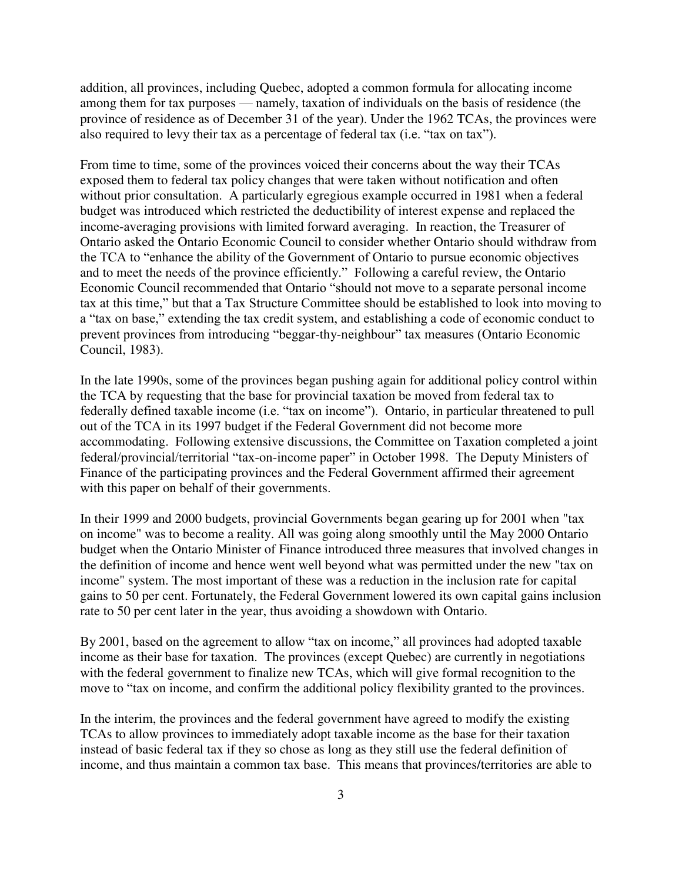addition, all provinces, including Quebec, adopted a common formula for allocating income among them for tax purposes — namely, taxation of individuals on the basis of residence (the province of residence as of December 31 of the year). Under the 1962 TCAs, the provinces were also required to levy their tax as a percentage of federal tax (i.e. "tax on tax").

From time to time, some of the provinces voiced their concerns about the way their TCAs exposed them to federal tax policy changes that were taken without notification and often without prior consultation. A particularly egregious example occurred in 1981 when a federal budget was introduced which restricted the deductibility of interest expense and replaced the income-averaging provisions with limited forward averaging. In reaction, the Treasurer of Ontario asked the Ontario Economic Council to consider whether Ontario should withdraw from the TCA to "enhance the ability of the Government of Ontario to pursue economic objectives and to meet the needs of the province efficiently." Following a careful review, the Ontario Economic Council recommended that Ontario "should not move to a separate personal income tax at this time," but that a Tax Structure Committee should be established to look into moving to a "tax on base," extending the tax credit system, and establishing a code of economic conduct to prevent provinces from introducing "beggar-thy-neighbour" tax measures (Ontario Economic Council, 1983).

In the late 1990s, some of the provinces began pushing again for additional policy control within the TCA by requesting that the base for provincial taxation be moved from federal tax to federally defined taxable income (i.e. "tax on income"). Ontario, in particular threatened to pull out of the TCA in its 1997 budget if the Federal Government did not become more accommodating. Following extensive discussions, the Committee on Taxation completed a joint federal/provincial/territorial "tax-on-income paper" in October 1998. The Deputy Ministers of Finance of the participating provinces and the Federal Government affirmed their agreement with this paper on behalf of their governments.

In their 1999 and 2000 budgets, provincial Governments began gearing up for 2001 when "tax on income" was to become a reality. All was going along smoothly until the May 2000 Ontario budget when the Ontario Minister of Finance introduced three measures that involved changes in the definition of income and hence went well beyond what was permitted under the new "tax on income" system. The most important of these was a reduction in the inclusion rate for capital gains to 50 per cent. Fortunately, the Federal Government lowered its own capital gains inclusion rate to 50 per cent later in the year, thus avoiding a showdown with Ontario.

By 2001, based on the agreement to allow "tax on income," all provinces had adopted taxable income as their base for taxation. The provinces (except Quebec) are currently in negotiations with the federal government to finalize new TCAs, which will give formal recognition to the move to "tax on income, and confirm the additional policy flexibility granted to the provinces.

In the interim, the provinces and the federal government have agreed to modify the existing TCAs to allow provinces to immediately adopt taxable income as the base for their taxation instead of basic federal tax if they so chose as long as they still use the federal definition of income, and thus maintain a common tax base. This means that provinces/territories are able to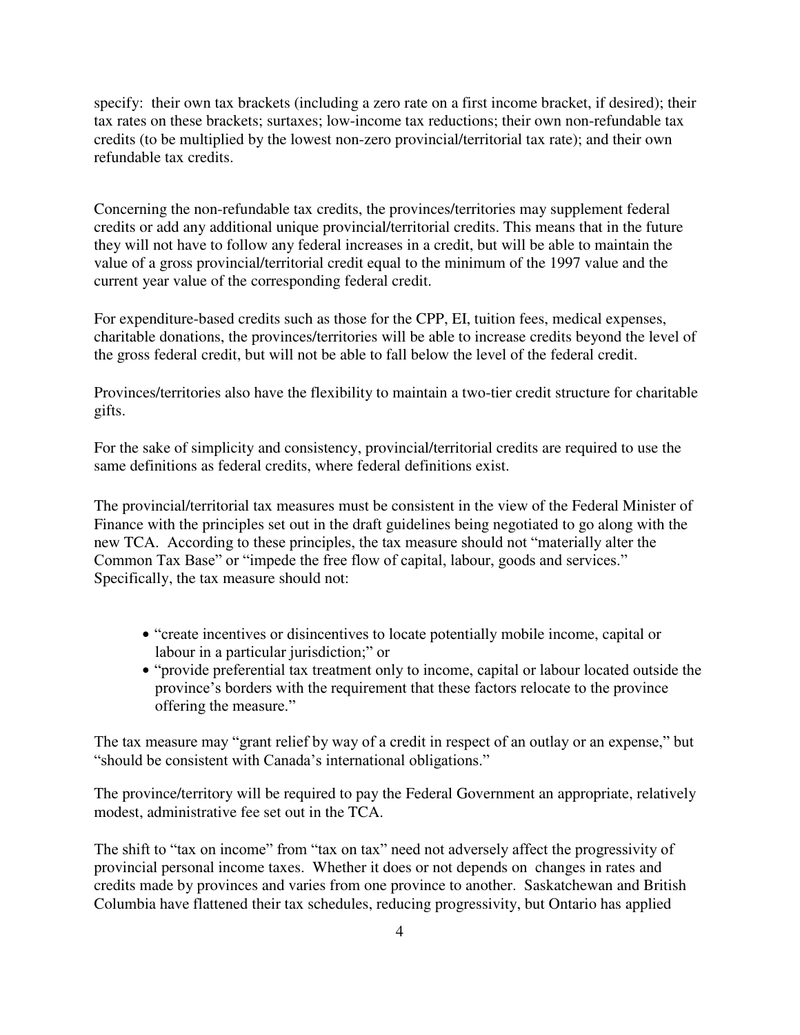specify: their own tax brackets (including a zero rate on a first income bracket, if desired); their tax rates on these brackets; surtaxes; low-income tax reductions; their own non-refundable tax credits (to be multiplied by the lowest non-zero provincial/territorial tax rate); and their own refundable tax credits.

Concerning the non-refundable tax credits, the provinces/territories may supplement federal credits or add any additional unique provincial/territorial credits. This means that in the future they will not have to follow any federal increases in a credit, but will be able to maintain the value of a gross provincial/territorial credit equal to the minimum of the 1997 value and the current year value of the corresponding federal credit.

For expenditure-based credits such as those for the CPP, EI, tuition fees, medical expenses, charitable donations, the provinces/territories will be able to increase credits beyond the level of the gross federal credit, but will not be able to fall below the level of the federal credit.

Provinces/territories also have the flexibility to maintain a two-tier credit structure for charitable gifts.

For the sake of simplicity and consistency, provincial/territorial credits are required to use the same definitions as federal credits, where federal definitions exist.

The provincial/territorial tax measures must be consistent in the view of the Federal Minister of Finance with the principles set out in the draft guidelines being negotiated to go along with the new TCA. According to these principles, the tax measure should not "materially alter the Common Tax Base" or "impede the free flow of capital, labour, goods and services." Specifically, the tax measure should not:

- "create incentives or disincentives to locate potentially mobile income, capital or labour in a particular jurisdiction;" or
- "provide preferential tax treatment only to income, capital or labour located outside the province's borders with the requirement that these factors relocate to the province offering the measure."

The tax measure may "grant relief by way of a credit in respect of an outlay or an expense," but "should be consistent with Canada's international obligations."

The province/territory will be required to pay the Federal Government an appropriate, relatively modest, administrative fee set out in the TCA.

The shift to "tax on income" from "tax on tax" need not adversely affect the progressivity of provincial personal income taxes. Whether it does or not depends on changes in rates and credits made by provinces and varies from one province to another. Saskatchewan and British Columbia have flattened their tax schedules, reducing progressivity, but Ontario has applied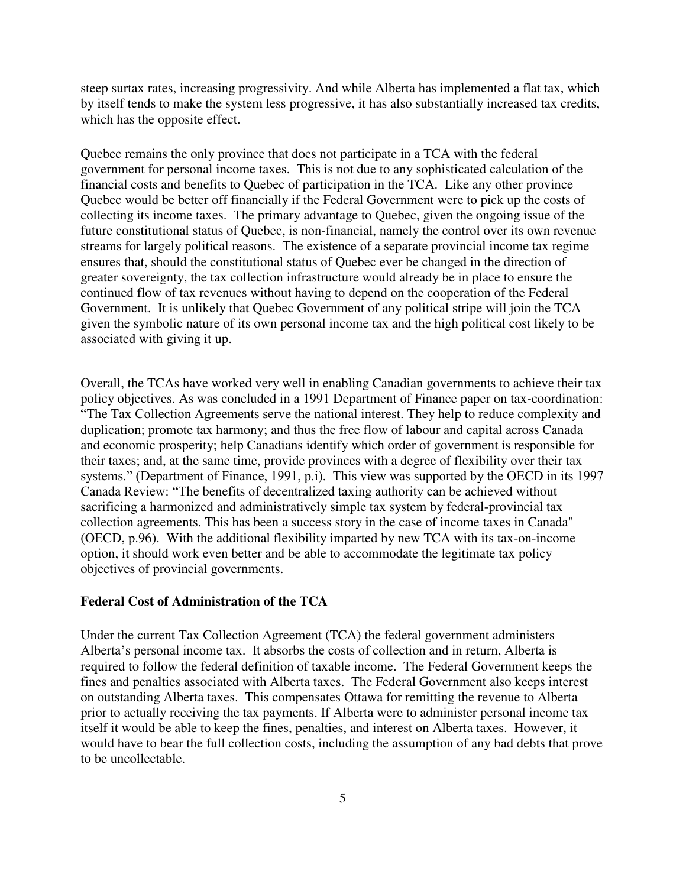steep surtax rates, increasing progressivity. And while Alberta has implemented a flat tax, which by itself tends to make the system less progressive, it has also substantially increased tax credits, which has the opposite effect.

Quebec remains the only province that does not participate in a TCA with the federal government for personal income taxes. This is not due to any sophisticated calculation of the financial costs and benefits to Quebec of participation in the TCA. Like any other province Quebec would be better off financially if the Federal Government were to pick up the costs of collecting its income taxes. The primary advantage to Quebec, given the ongoing issue of the future constitutional status of Quebec, is non-financial, namely the control over its own revenue streams for largely political reasons. The existence of a separate provincial income tax regime ensures that, should the constitutional status of Quebec ever be changed in the direction of greater sovereignty, the tax collection infrastructure would already be in place to ensure the continued flow of tax revenues without having to depend on the cooperation of the Federal Government. It is unlikely that Quebec Government of any political stripe will join the TCA given the symbolic nature of its own personal income tax and the high political cost likely to be associated with giving it up.

Overall, the TCAs have worked very well in enabling Canadian governments to achieve their tax policy objectives. As was concluded in a 1991 Department of Finance paper on tax-coordination: "The Tax Collection Agreements serve the national interest. They help to reduce complexity and duplication; promote tax harmony; and thus the free flow of labour and capital across Canada and economic prosperity; help Canadians identify which order of government is responsible for their taxes; and, at the same time, provide provinces with a degree of flexibility over their tax systems." (Department of Finance, 1991, p.i). This view was supported by the OECD in its 1997 Canada Review: "The benefits of decentralized taxing authority can be achieved without sacrificing a harmonized and administratively simple tax system by federal-provincial tax collection agreements. This has been a success story in the case of income taxes in Canada" (OECD, p.96). With the additional flexibility imparted by new TCA with its tax-on-income option, it should work even better and be able to accommodate the legitimate tax policy objectives of provincial governments.

**Federal Cost of Administration of the TCA**

Under the current Tax Collection Agreement (TCA) the federal government administers Alberta's personal income tax. It absorbs the costs of collection and in return, Alberta is required to follow the federal definition of taxable income. The Federal Government keeps the fines and penalties associated with Alberta taxes. The Federal Government also keeps interest on outstanding Alberta taxes. This compensates Ottawa for remitting the revenue to Alberta prior to actually receiving the tax payments. If Alberta were to administer personal income tax itself it would be able to keep the fines, penalties, and interest on Alberta taxes. However, it would have to bear the full collection costs, including the assumption of any bad debts that prove to be uncollectable.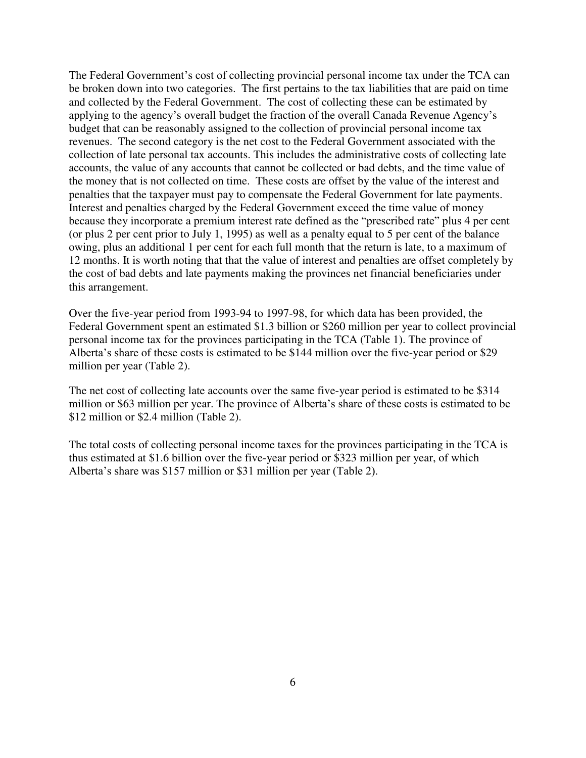The Federal Government's cost of collecting provincial personal income tax under the TCA can be broken down into two categories. The first pertains to the tax liabilities that are paid on time and collected by the Federal Government. The cost of collecting these can be estimated by applying to the agency's overall budget the fraction of the overall Canada Revenue Agency's budget that can be reasonably assigned to the collection of provincial personal income tax revenues. The second category is the net cost to the Federal Government associated with the collection of late personal tax accounts. This includes the administrative costs of collecting late accounts, the value of any accounts that cannot be collected or bad debts, and the time value of the money that is not collected on time. These costs are offset by the value of the interest and penalties that the taxpayer must pay to compensate the Federal Government for late payments. Interest and penalties charged by the Federal Government exceed the time value of money because they incorporate a premium interest rate defined as the "prescribed rate" plus 4 per cent (or plus 2 per cent prior to July 1, 1995) as well as a penalty equal to 5 per cent of the balance owing, plus an additional 1 per cent for each full month that the return is late, to a maximum of 12 months. It is worth noting that that the value of interest and penalties are offset completely by the cost of bad debts and late payments making the provinces net financial beneficiaries under this arrangement.

Over the five-year period from 1993-94 to 1997-98, for which data has been provided, the Federal Government spent an estimated $1.3 billion or $260 million per year to collect provincial personal income tax for the provinces participating in the TCA (Table 1). The province of Alberta's share of these costs is estimated to be $144 million over the five-year period or $29 million per year (Table 2).

The net cost of collecting late accounts over the same five-year period is estimated to be $314 million or $63 million per year. The province of Alberta's share of these costs is estimated to be $12 million or $2.4 million (Table 2).

The total costs of collecting personal income taxes for the provinces participating in the TCA is thus estimated at $1.6 billion over the five-year period or $323 million per year, of which Alberta's share was $157 million or $31 million per year (Table 2).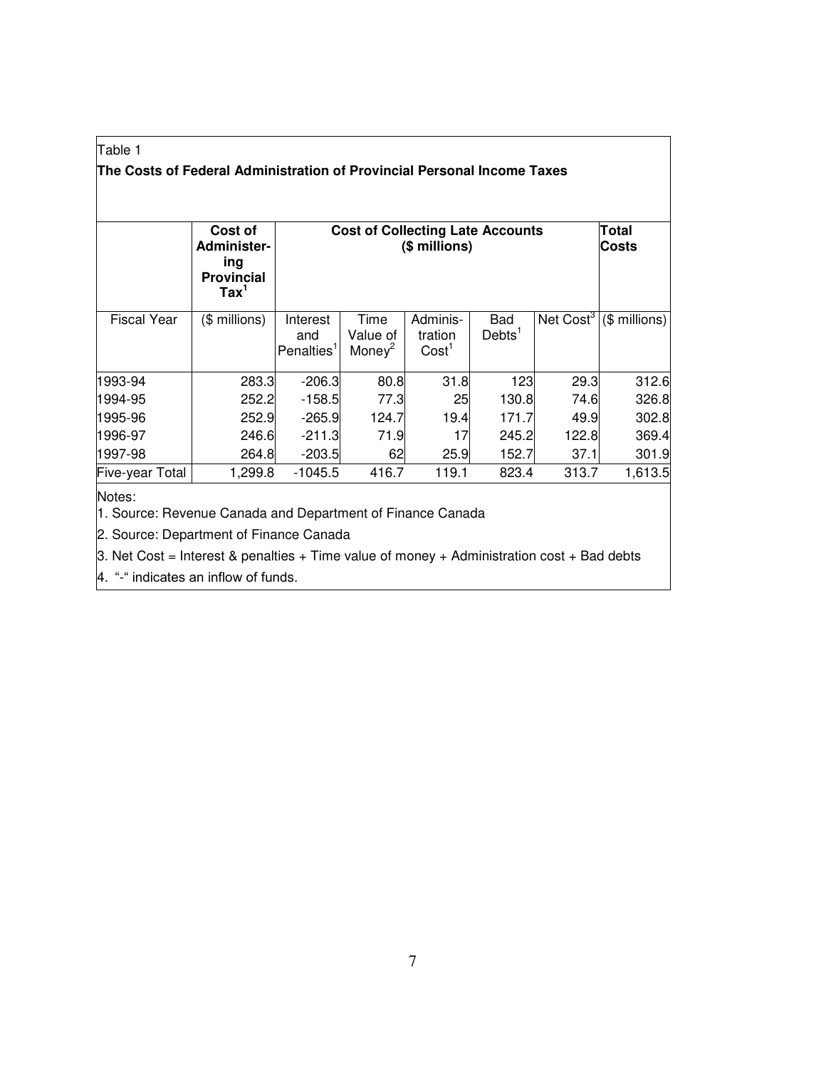Table 1

**The Costs of Federal Administration of Provincial Personal Income Taxes**

| | **Cost of Administer-ing Provincial Tax**[1] | **Cost of Collecting Late Accounts ($ millions)** | | | | | **Total Costs** |
|---|---|---|---|---|---|---|---|
| Fiscal Year | ($ millions) | Interest and Penalties[1] | Time Value of Money[2] | Adminis-tration Cost[1] | Bad Debts[1] | Net Cost[3] | ($ millions) |
| 1993-94 | 283.3 | -206.3 | 80.8 | 31.8 | 123 | 29.3 | 312.6 |
| 1994-95 | 252.2 | -158.5 | 77.3 | 25 | 130.8 | 74.6 | 326.8 |
| 1995-96 | 252.9 | -265.9 | 124.7 | 19.4 | 171.7 | 49.9 | 302.8 |
| 1996-97 | 246.6 | -211.3 | 71.9 | 17 | 245.2 | 122.8 | 369.4 |
| 1997-98 | 264.8 | -203.5 | 62 | 25.9 | 152.7 | 37.1 | 301.9 |
| Five-year Total | 1,299.8 | -1045.5 | 416.7 | 119.1 | 823.4 | 313.7 | 1,613.5 |

Notes:

1. Source: Revenue Canada and Department of Finance Canada
2. Source: Department of Finance Canada
3. Net Cost = Interest & penalties + Time value of money + Administration cost + Bad debts
4. "-" indicates an inflow of funds.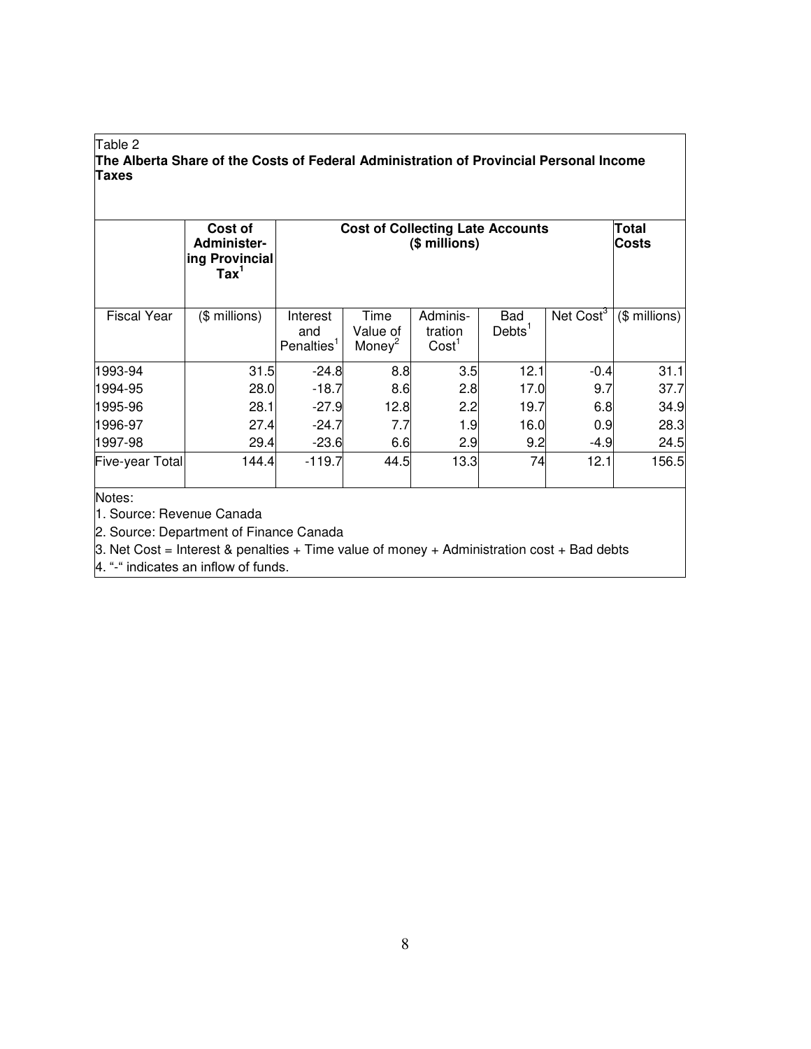Table 2

**The Alberta Share of the Costs of Federal Administration of Provincial Personal Income Taxes**

| | **Cost of Administering Provincial Tax**[1] | **Cost of Collecting Late Accounts ($ millions)** | | | | | **Total Costs** |
|---|---|---|---|---|---|---|---|
| Fiscal Year | ($ millions) | Interest and Penalties[1] | Time Value of Money[2] | Administration Cost[1] | Bad Debts[1] | Net Cost[3] | ($ millions) |
| 1993-94 | 31.5 | -24.8 | 8.8 | 3.5 | 12.1 | -0.4 | 31.1 |
| 1994-95 | 28.0 | -18.7 | 8.6 | 2.8 | 17.0 | 9.7 | 37.7 |
| 1995-96 | 28.1 | -27.9 | 12.8 | 2.2 | 19.7 | 6.8 | 34.9 |
| 1996-97 | 27.4 | -24.7 | 7.7 | 1.9 | 16.0 | 0.9 | 28.3 |
| 1997-98 | 29.4 | -23.6 | 6.6 | 2.9 | 9.2 | -4.9 | 24.5 |
| Five-year Total | 144.4 | -119.7 | 44.5 | 13.3 | 74 | 12.1 | 156.5 |

Notes:

1. Source: Revenue Canada
2. Source: Department of Finance Canada
3. Net Cost = Interest & penalties + Time value of money + Administration cost + Bad debts
4. "-" indicates an inflow of funds.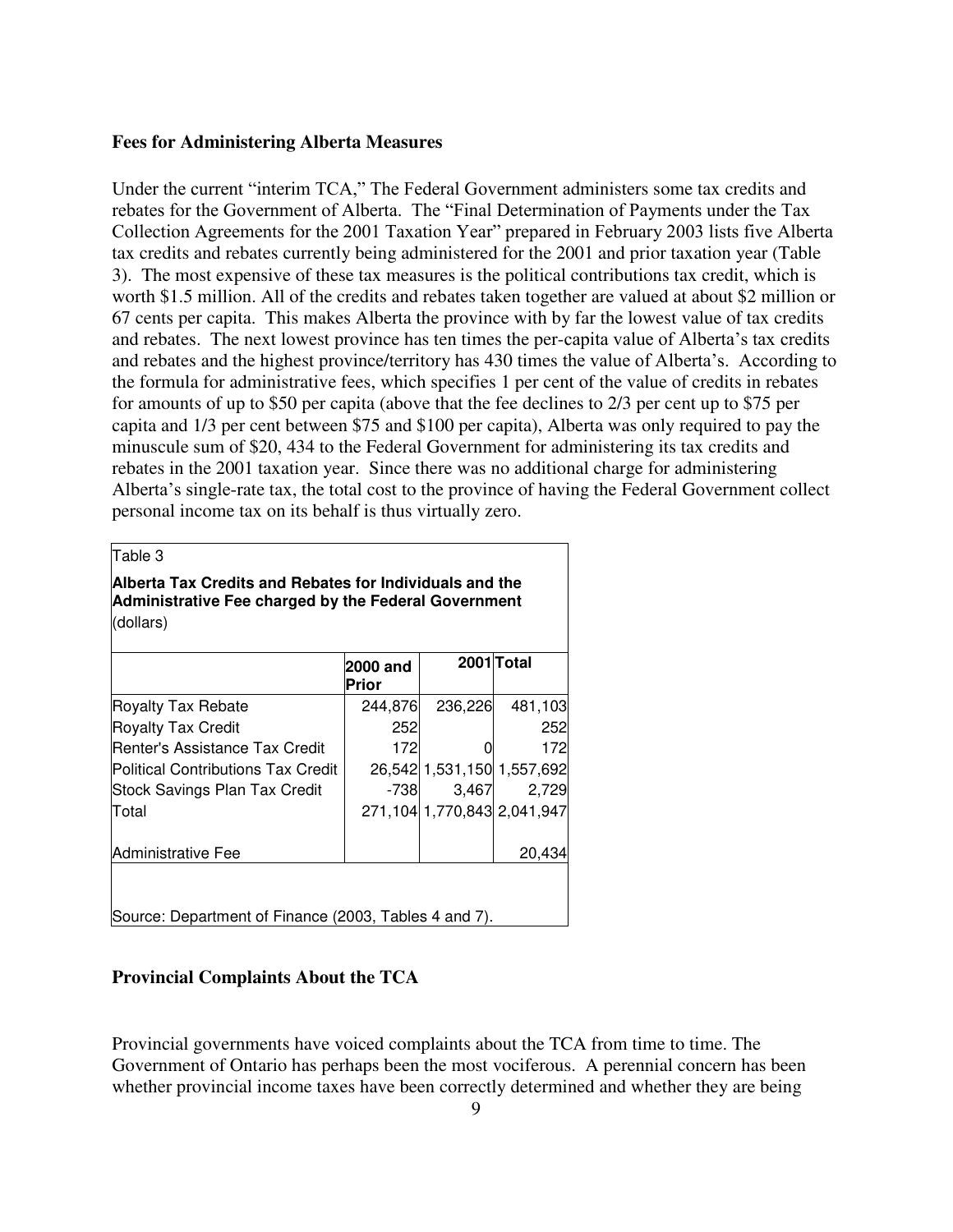### Fees for Administering Alberta Measures

Under the current "interim TCA," The Federal Government administers some tax credits and rebates for the Government of Alberta. The "Final Determination of Payments under the Tax Collection Agreements for the 2001 Taxation Year" prepared in February 2003 lists five Alberta tax credits and rebates currently being administered for the 2001 and prior taxation year (Table 3). The most expensive of these tax measures is the political contributions tax credit, which is worth $1.5 million. All of the credits and rebates taken together are valued at about $2 million or 67 cents per capita. This makes Alberta the province with by far the lowest value of tax credits and rebates. The next lowest province has ten times the per-capita value of Alberta's tax credits and rebates and the highest province/territory has 430 times the value of Alberta's. According to the formula for administrative fees, which specifies 1 per cent of the value of credits in rebates for amounts of up to $50 per capita (above that the fee declines to 2/3 per cent up to $75 per capita and 1/3 per cent between $75 and $100 per capita), Alberta was only required to pay the minuscule sum of $20, 434 to the Federal Government for administering its tax credits and rebates in the 2001 taxation year. Since there was no additional charge for administering Alberta's single-rate tax, the total cost to the province of having the Federal Government collect personal income tax on its behalf is thus virtually zero.

Table 3

**Alberta Tax Credits and Rebates for Individuals and the Administrative Fee charged by the Federal Government**
(dollars)

| | 2000 and Prior | 2001 | Total |
|---|---|---|---|
| Royalty Tax Rebate | 244,876 | 236,226 | 481,103 |
| Royalty Tax Credit | 252 | | 252 |
| Renter's Assistance Tax Credit | 172 | 0 | 172 |
| Political Contributions Tax Credit | 26,542 | 1,531,150 | 1,557,692 |
| Stock Savings Plan Tax Credit | -738 | 3,467 | 2,729 |
| Total | 271,104 | 1,770,843 | 2,041,947 |
| Administrative Fee | | | 20,434 |

Source: Department of Finance (2003, Tables 4 and 7).

### Provincial Complaints About the TCA

Provincial governments have voiced complaints about the TCA from time to time. The Government of Ontario has perhaps been the most vociferous. A perennial concern has been whether provincial income taxes have been correctly determined and whether they are being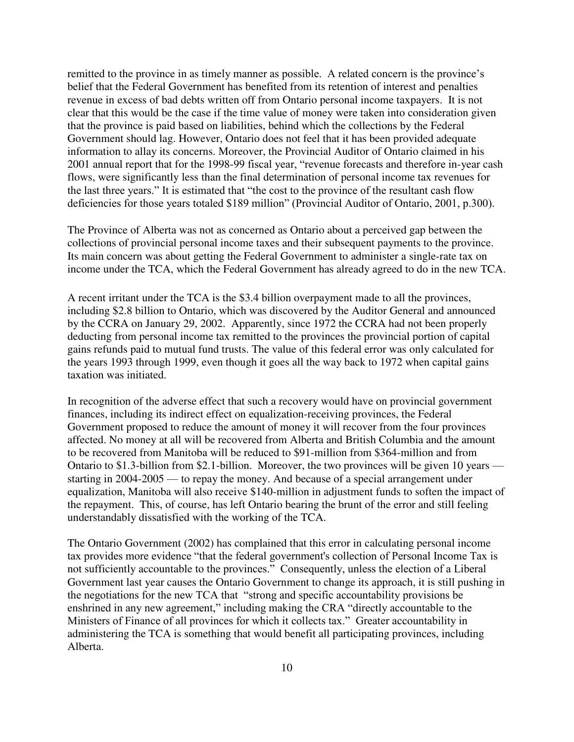remitted to the province in as timely manner as possible. A related concern is the province's belief that the Federal Government has benefited from its retention of interest and penalties revenue in excess of bad debts written off from Ontario personal income taxpayers. It is not clear that this would be the case if the time value of money were taken into consideration given that the province is paid based on liabilities, behind which the collections by the Federal Government should lag. However, Ontario does not feel that it has been provided adequate information to allay its concerns. Moreover, the Provincial Auditor of Ontario claimed in his 2001 annual report that for the 1998-99 fiscal year, "revenue forecasts and therefore in-year cash flows, were significantly less than the final determination of personal income tax revenues for the last three years." It is estimated that "the cost to the province of the resultant cash flow deficiencies for those years totaled $189 million" (Provincial Auditor of Ontario, 2001, p.300).

The Province of Alberta was not as concerned as Ontario about a perceived gap between the collections of provincial personal income taxes and their subsequent payments to the province. Its main concern was about getting the Federal Government to administer a single-rate tax on income under the TCA, which the Federal Government has already agreed to do in the new TCA.

A recent irritant under the TCA is the $3.4 billion overpayment made to all the provinces, including $2.8 billion to Ontario, which was discovered by the Auditor General and announced by the CCRA on January 29, 2002. Apparently, since 1972 the CCRA had not been properly deducting from personal income tax remitted to the provinces the provincial portion of capital gains refunds paid to mutual fund trusts. The value of this federal error was only calculated for the years 1993 through 1999, even though it goes all the way back to 1972 when capital gains taxation was initiated.

In recognition of the adverse effect that such a recovery would have on provincial government finances, including its indirect effect on equalization-receiving provinces, the Federal Government proposed to reduce the amount of money it will recover from the four provinces affected. No money at all will be recovered from Alberta and British Columbia and the amount to be recovered from Manitoba will be reduced to $91-million from $364-million and from Ontario to $1.3-billion from $2.1-billion. Moreover, the two provinces will be given 10 years — starting in 2004-2005 — to repay the money. And because of a special arrangement under equalization, Manitoba will also receive $140-million in adjustment funds to soften the impact of the repayment. This, of course, has left Ontario bearing the brunt of the error and still feeling understandably dissatisfied with the working of the TCA.

The Ontario Government (2002) has complained that this error in calculating personal income tax provides more evidence "that the federal government's collection of Personal Income Tax is not sufficiently accountable to the provinces." Consequently, unless the election of a Liberal Government last year causes the Ontario Government to change its approach, it is still pushing in the negotiations for the new TCA that "strong and specific accountability provisions be enshrined in any new agreement," including making the CRA "directly accountable to the Ministers of Finance of all provinces for which it collects tax." Greater accountability in administering the TCA is something that would benefit all participating provinces, including Alberta.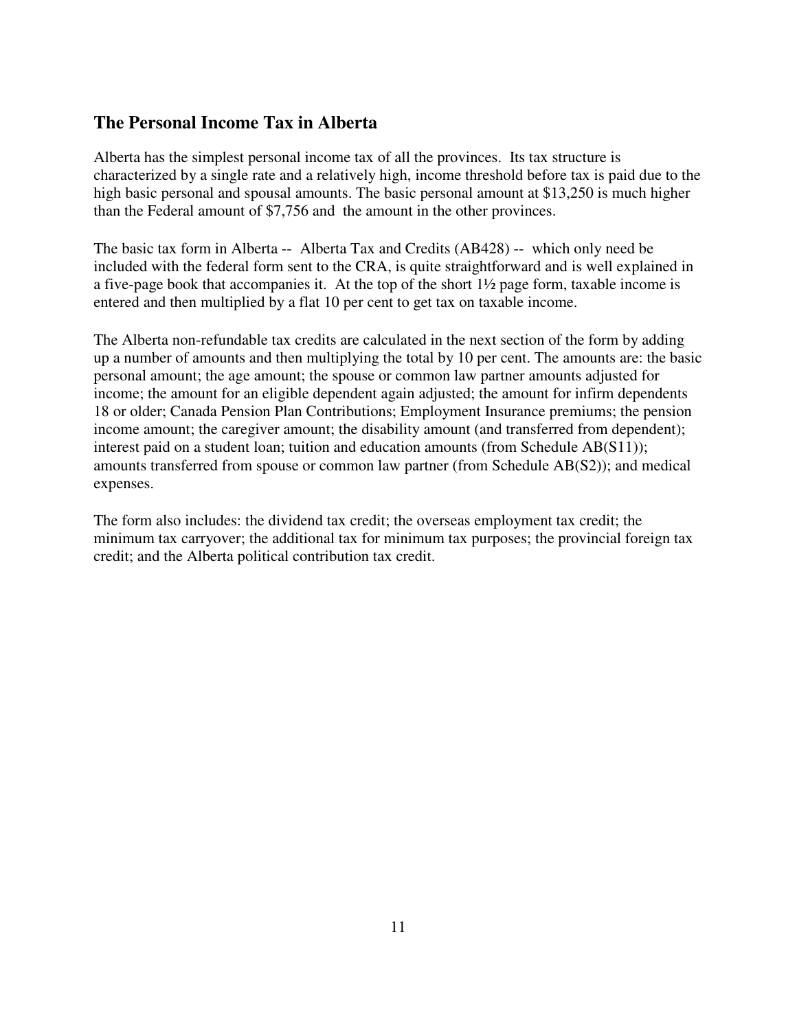## The Personal Income Tax in Alberta

Alberta has the simplest personal income tax of all the provinces. Its tax structure is characterized by a single rate and a relatively high, income threshold before tax is paid due to the high basic personal and spousal amounts. The basic personal amount at $13,250 is much higher than the Federal amount of $7,756 and the amount in the other provinces.

The basic tax form in Alberta -- Alberta Tax and Credits (AB428) -- which only need be included with the federal form sent to the CRA, is quite straightforward and is well explained in a five-page book that accompanies it. At the top of the short 1½ page form, taxable income is entered and then multiplied by a flat 10 per cent to get tax on taxable income.

The Alberta non-refundable tax credits are calculated in the next section of the form by adding up a number of amounts and then multiplying the total by 10 per cent. The amounts are: the basic personal amount; the age amount; the spouse or common law partner amounts adjusted for income; the amount for an eligible dependent again adjusted; the amount for infirm dependents 18 or older; Canada Pension Plan Contributions; Employment Insurance premiums; the pension income amount; the caregiver amount; the disability amount (and transferred from dependent); interest paid on a student loan; tuition and education amounts (from Schedule AB(S11)); amounts transferred from spouse or common law partner (from Schedule AB(S2)); and medical expenses.

The form also includes: the dividend tax credit; the overseas employment tax credit; the minimum tax carryover; the additional tax for minimum tax purposes; the provincial foreign tax credit; and the Alberta political contribution tax credit.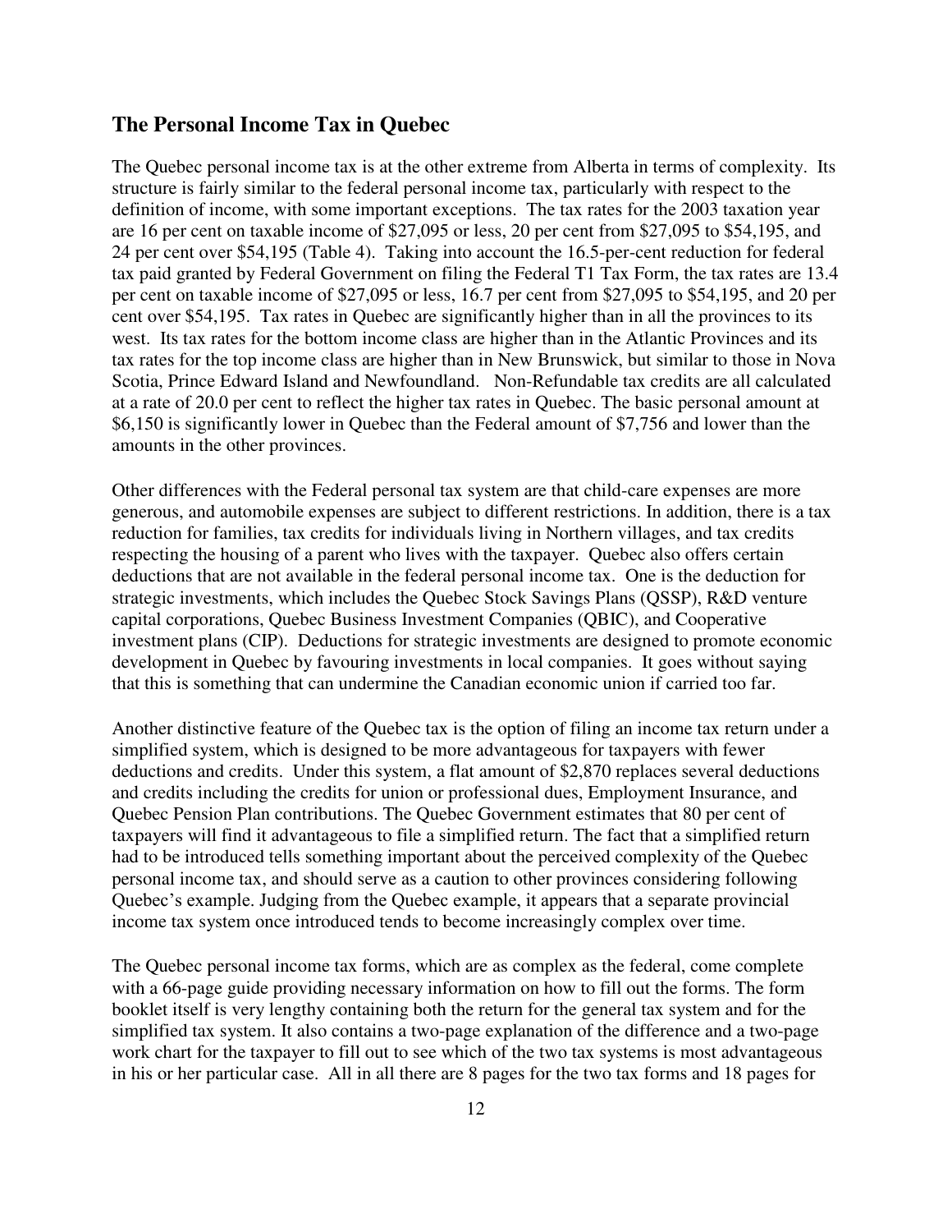## The Personal Income Tax in Quebec

The Quebec personal income tax is at the other extreme from Alberta in terms of complexity. Its structure is fairly similar to the federal personal income tax, particularly with respect to the definition of income, with some important exceptions. The tax rates for the 2003 taxation year are 16 per cent on taxable income of $27,095 or less, 20 per cent from $27,095 to $54,195, and 24 per cent over $54,195 (Table 4). Taking into account the 16.5-per-cent reduction for federal tax paid granted by Federal Government on filing the Federal T1 Tax Form, the tax rates are 13.4 per cent on taxable income of $27,095 or less, 16.7 per cent from $27,095 to $54,195, and 20 per cent over $54,195. Tax rates in Quebec are significantly higher than in all the provinces to its west. Its tax rates for the bottom income class are higher than in the Atlantic Provinces and its tax rates for the top income class are higher than in New Brunswick, but similar to those in Nova Scotia, Prince Edward Island and Newfoundland. Non-Refundable tax credits are all calculated at a rate of 20.0 per cent to reflect the higher tax rates in Quebec. The basic personal amount at $6,150 is significantly lower in Quebec than the Federal amount of $7,756 and lower than the amounts in the other provinces.

Other differences with the Federal personal tax system are that child-care expenses are more generous, and automobile expenses are subject to different restrictions. In addition, there is a tax reduction for families, tax credits for individuals living in Northern villages, and tax credits respecting the housing of a parent who lives with the taxpayer. Quebec also offers certain deductions that are not available in the federal personal income tax. One is the deduction for strategic investments, which includes the Quebec Stock Savings Plans (QSSP), R&D venture capital corporations, Quebec Business Investment Companies (QBIC), and Cooperative investment plans (CIP). Deductions for strategic investments are designed to promote economic development in Quebec by favouring investments in local companies. It goes without saying that this is something that can undermine the Canadian economic union if carried too far.

Another distinctive feature of the Quebec tax is the option of filing an income tax return under a simplified system, which is designed to be more advantageous for taxpayers with fewer deductions and credits. Under this system, a flat amount of $2,870 replaces several deductions and credits including the credits for union or professional dues, Employment Insurance, and Quebec Pension Plan contributions. The Quebec Government estimates that 80 per cent of taxpayers will find it advantageous to file a simplified return. The fact that a simplified return had to be introduced tells something important about the perceived complexity of the Quebec personal income tax, and should serve as a caution to other provinces considering following Quebec's example. Judging from the Quebec example, it appears that a separate provincial income tax system once introduced tends to become increasingly complex over time.

The Quebec personal income tax forms, which are as complex as the federal, come complete with a 66-page guide providing necessary information on how to fill out the forms. The form booklet itself is very lengthy containing both the return for the general tax system and for the simplified tax system. It also contains a two-page explanation of the difference and a two-page work chart for the taxpayer to fill out to see which of the two tax systems is most advantageous in his or her particular case. All in all there are 8 pages for the two tax forms and 18 pages for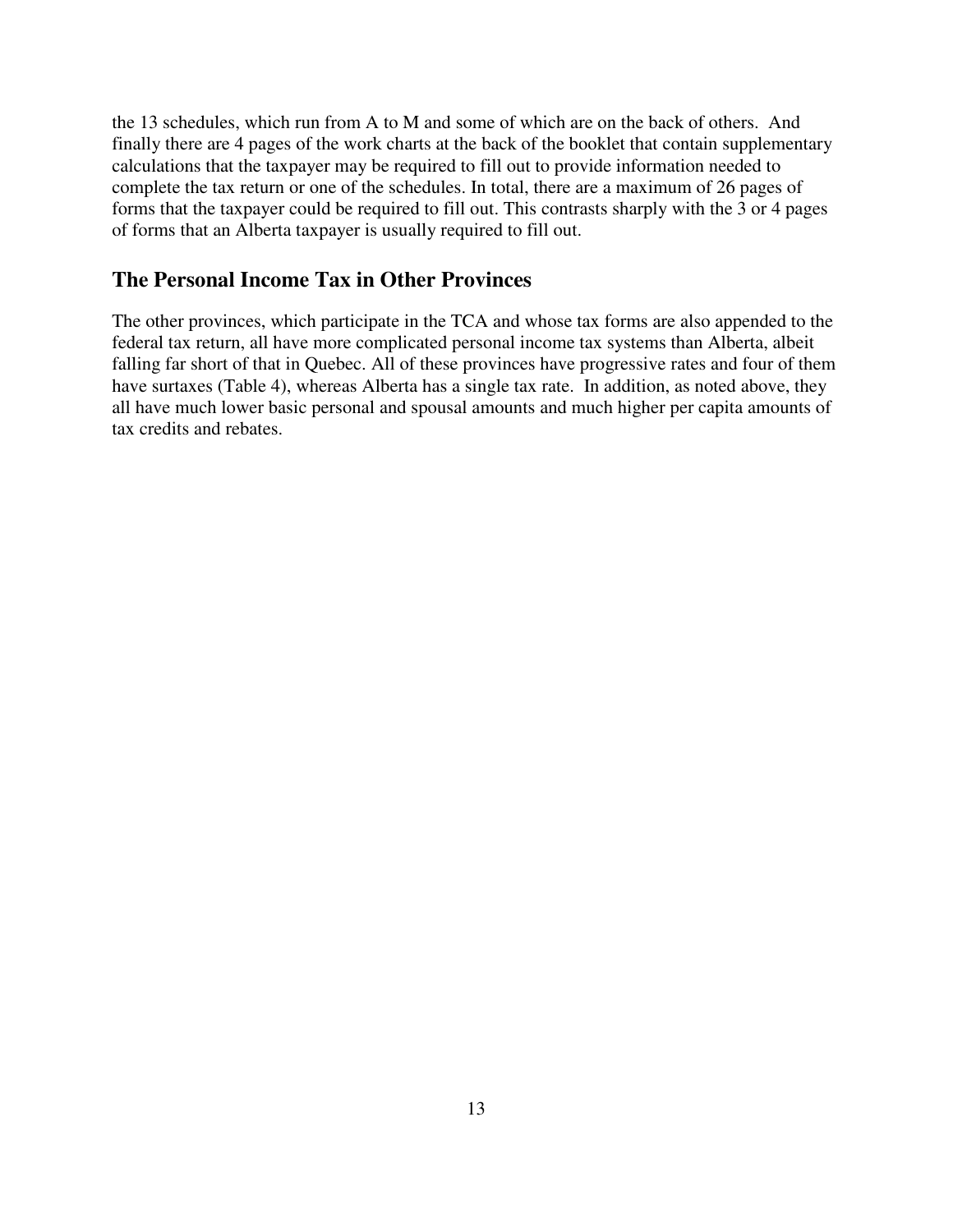the 13 schedules, which run from A to M and some of which are on the back of others. And finally there are 4 pages of the work charts at the back of the booklet that contain supplementary calculations that the taxpayer may be required to fill out to provide information needed to complete the tax return or one of the schedules. In total, there are a maximum of 26 pages of forms that the taxpayer could be required to fill out. This contrasts sharply with the 3 or 4 pages of forms that an Alberta taxpayer is usually required to fill out.

## The Personal Income Tax in Other Provinces

The other provinces, which participate in the TCA and whose tax forms are also appended to the federal tax return, all have more complicated personal income tax systems than Alberta, albeit falling far short of that in Quebec. All of these provinces have progressive rates and four of them have surtaxes (Table 4), whereas Alberta has a single tax rate. In addition, as noted above, they all have much lower basic personal and spousal amounts and much higher per capita amounts of tax credits and rebates.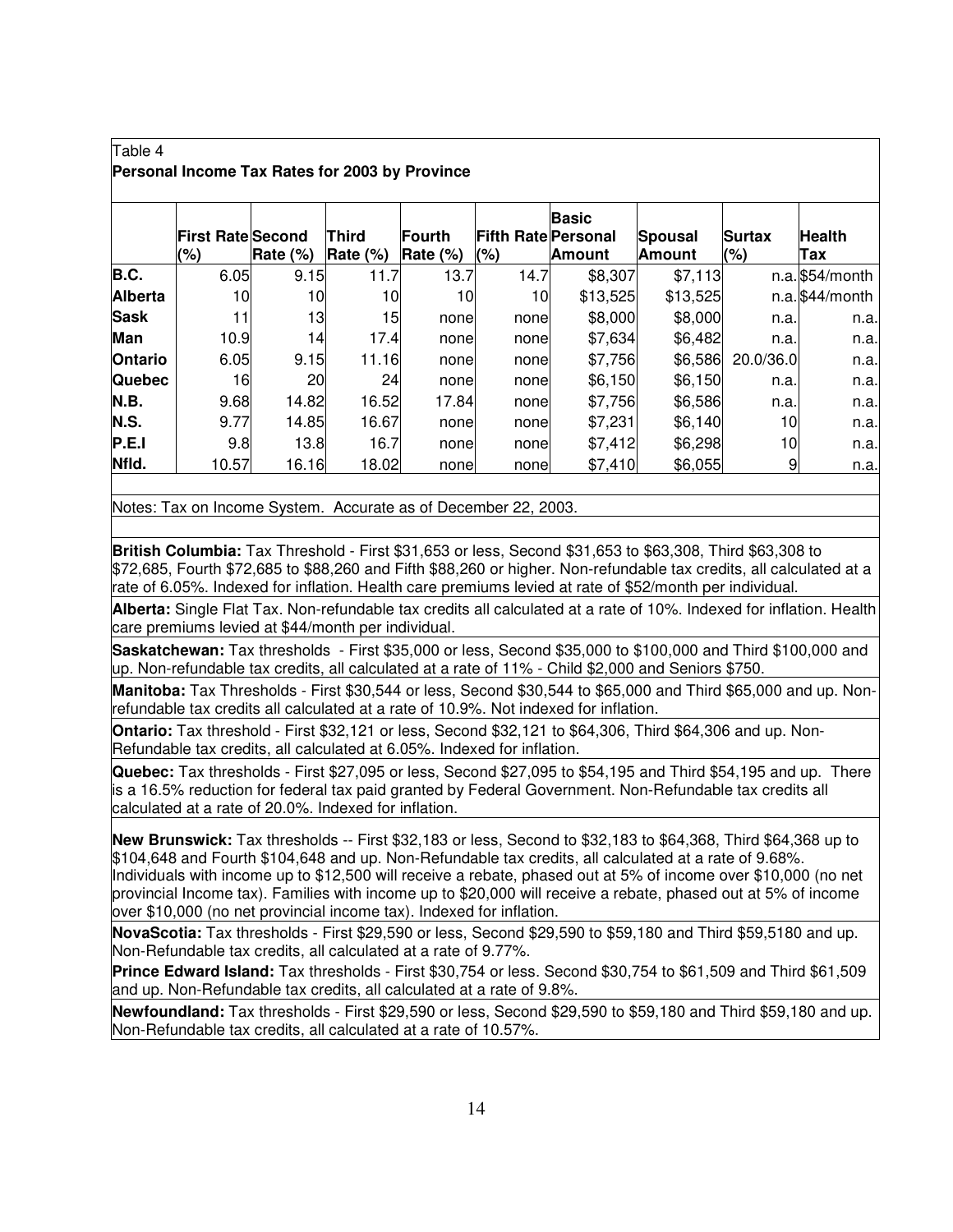Table 4

**Personal Income Tax Rates for 2003 by Province**

| | First Rate (%) | Second Rate (%) | Third Rate (%) | Fourth Rate (%) | Fifth Rate (%) | Basic Personal Amount | Spousal Amount | Surtax (%) | Health Tax |
|---|---|---|---|---|---|---|---|---|---|
| **B.C.** | 6.05 | 9.15 | 11.7 | 13.7 | 14.7 | $8,307 | $7,113 | n.a. | $54/month |
| **Alberta** | 10 | 10 | 10 | 10 | 10 | $13,525 | $13,525 | n.a. | $44/month |
| **Sask** | 11 | 13 | 15 | none | none | $8,000 | $8,000 | n.a. | n.a. |
| **Man** | 10.9 | 14 | 17.4 | none | none | $7,634 | $6,482 | n.a. | n.a. |
| **Ontario** | 6.05 | 9.15 | 11.16 | none | none | $7,756 | $6,586 | 20.0/36.0 | n.a. |
| **Quebec** | 16 | 20 | 24 | none | none | $6,150 | $6,150 | n.a. | n.a. |
| **N.B.** | 9.68 | 14.82 | 16.52 | 17.84 | none | $7,756 | $6,586 | n.a. | n.a. |
| **N.S.** | 9.77 | 14.85 | 16.67 | none | none | $7,231 | $6,140 | 10 | n.a. |
| **P.E.I** | 9.8 | 13.8 | 16.7 | none | none | $7,412 | $6,298 | 10 | n.a. |
| **Nfld.** | 10.57 | 16.16 | 18.02 | none | none | $7,410 | $6,055 | 9 | n.a. |

Notes: Tax on Income System. Accurate as of December 22, 2003.

**British Columbia:** Tax Threshold - First $31,653 or less, Second $31,653 to $63,308, Third $63,308 to $72,685, Fourth $72,685 to $88,260 and Fifth $88,260 or higher. Non-refundable tax credits, all calculated at a rate of 6.05%. Indexed for inflation. Health care premiums levied at rate of $52/month per individual.

**Alberta:** Single Flat Tax. Non-refundable tax credits all calculated at a rate of 10%. Indexed for inflation. Health care premiums levied at $44/month per individual.

**Saskatchewan:** Tax thresholds - First $35,000 or less, Second $35,000 to $100,000 and Third $100,000 and up. Non-refundable tax credits, all calculated at a rate of 11% - Child $2,000 and Seniors $750.

**Manitoba:** Tax Thresholds - First $30,544 or less, Second $30,544 to $65,000 and Third $65,000 and up. Non-refundable tax credits all calculated at a rate of 10.9%. Not indexed for inflation.

**Ontario:** Tax threshold - First $32,121 or less, Second $32,121 to $64,306, Third $64,306 and up. Non-Refundable tax credits, all calculated at 6.05%. Indexed for inflation.

**Quebec:** Tax thresholds - First $27,095 or less, Second $27,095 to $54,195 and Third $54,195 and up. There is a 16.5% reduction for federal tax paid granted by Federal Government. Non-Refundable tax credits all calculated at a rate of 20.0%. Indexed for inflation.

**New Brunswick:** Tax thresholds -- First $32,183 or less, Second to $32,183 to $64,368, Third $64,368 up to $104,648 and Fourth $104,648 and up. Non-Refundable tax credits, all calculated at a rate of 9.68%. Individuals with income up to $12,500 will receive a rebate, phased out at 5% of income over $10,000 (no net provincial Income tax). Families with income up to $20,000 will receive a rebate, phased out at 5% of income over $10,000 (no net provincial income tax). Indexed for inflation.

**NovaScotia:** Tax thresholds - First $29,590 or less, Second $29,590 to $59,180 and Third $59,5180 and up. Non-Refundable tax credits, all calculated at a rate of 9.77%.

**Prince Edward Island:** Tax thresholds - First $30,754 or less. Second $30,754 to $61,509 and Third $61,509 and up. Non-Refundable tax credits, all calculated at a rate of 9.8%.

**Newfoundland:** Tax thresholds - First $29,590 or less, Second $29,590 to $59,180 and Third $59,180 and up. Non-Refundable tax credits, all calculated at a rate of 10.57%.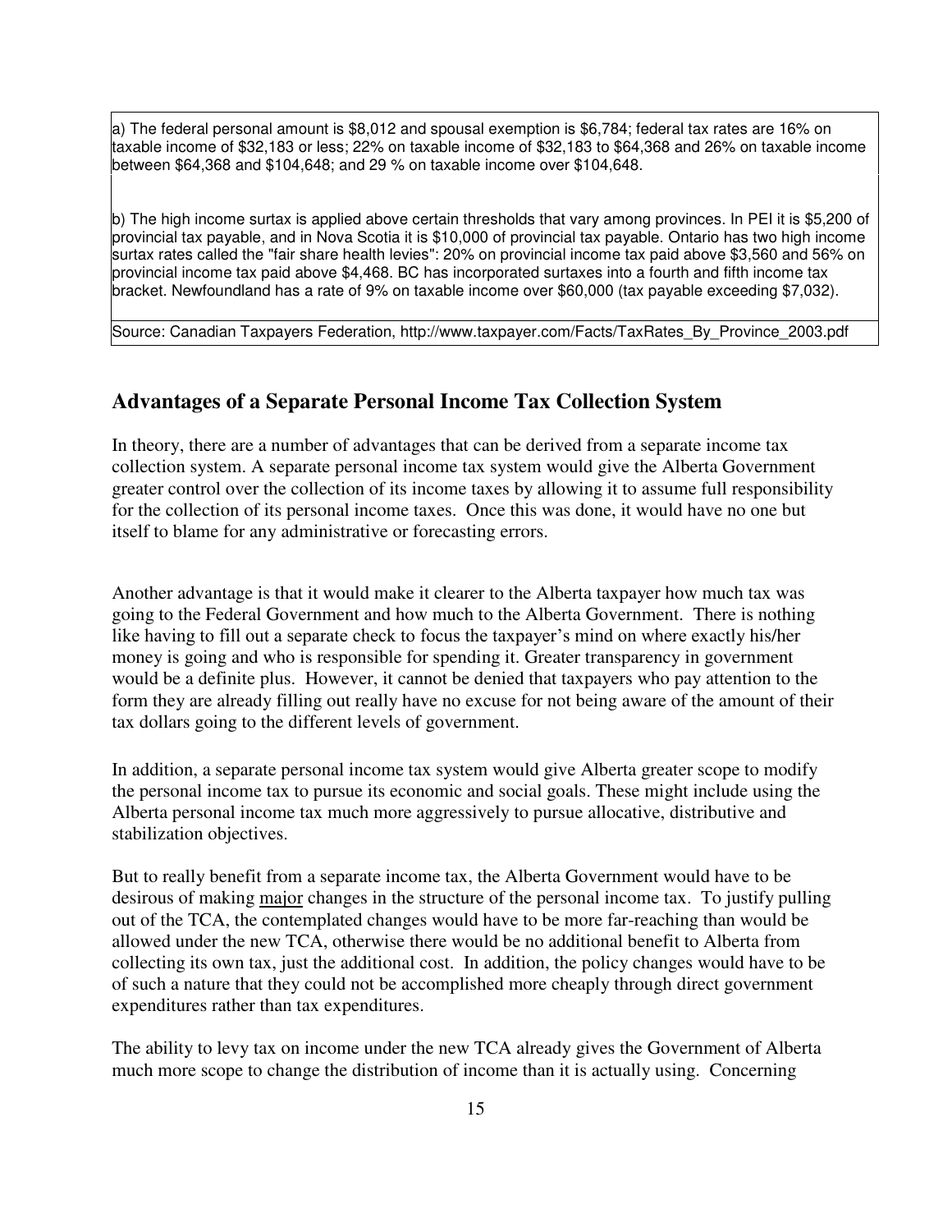a) The federal personal amount is $8,012 and spousal exemption is $6,784; federal tax rates are 16% on taxable income of $32,183 or less; 22% on taxable income of $32,183 to $64,368 and 26% on taxable income between $64,368 and $104,648; and 29 % on taxable income over $104,648.

b) The high income surtax is applied above certain thresholds that vary among provinces. In PEI it is $5,200 of provincial tax payable, and in Nova Scotia it is $10,000 of provincial tax payable. Ontario has two high income surtax rates called the "fair share health levies": 20% on provincial income tax paid above $3,560 and 56% on provincial income tax paid above $4,468. BC has incorporated surtaxes into a fourth and fifth income tax bracket. Newfoundland has a rate of 9% on taxable income over $60,000 (tax payable exceeding $7,032).

Source: Canadian Taxpayers Federation, http://www.taxpayer.com/Facts/TaxRates_By_Province_2003.pdf

## Advantages of a Separate Personal Income Tax Collection System

In theory, there are a number of advantages that can be derived from a separate income tax collection system. A separate personal income tax system would give the Alberta Government greater control over the collection of its income taxes by allowing it to assume full responsibility for the collection of its personal income taxes. Once this was done, it would have no one but itself to blame for any administrative or forecasting errors.

Another advantage is that it would make it clearer to the Alberta taxpayer how much tax was going to the Federal Government and how much to the Alberta Government. There is nothing like having to fill out a separate check to focus the taxpayer's mind on where exactly his/her money is going and who is responsible for spending it. Greater transparency in government would be a definite plus. However, it cannot be denied that taxpayers who pay attention to the form they are already filling out really have no excuse for not being aware of the amount of their tax dollars going to the different levels of government.

In addition, a separate personal income tax system would give Alberta greater scope to modify the personal income tax to pursue its economic and social goals. These might include using the Alberta personal income tax much more aggressively to pursue allocative, distributive and stabilization objectives.

But to really benefit from a separate income tax, the Alberta Government would have to be desirous of making major changes in the structure of the personal income tax. To justify pulling out of the TCA, the contemplated changes would have to be more far-reaching than would be allowed under the new TCA, otherwise there would be no additional benefit to Alberta from collecting its own tax, just the additional cost. In addition, the policy changes would have to be of such a nature that they could not be accomplished more cheaply through direct government expenditures rather than tax expenditures.

The ability to levy tax on income under the new TCA already gives the Government of Alberta much more scope to change the distribution of income than it is actually using. Concerning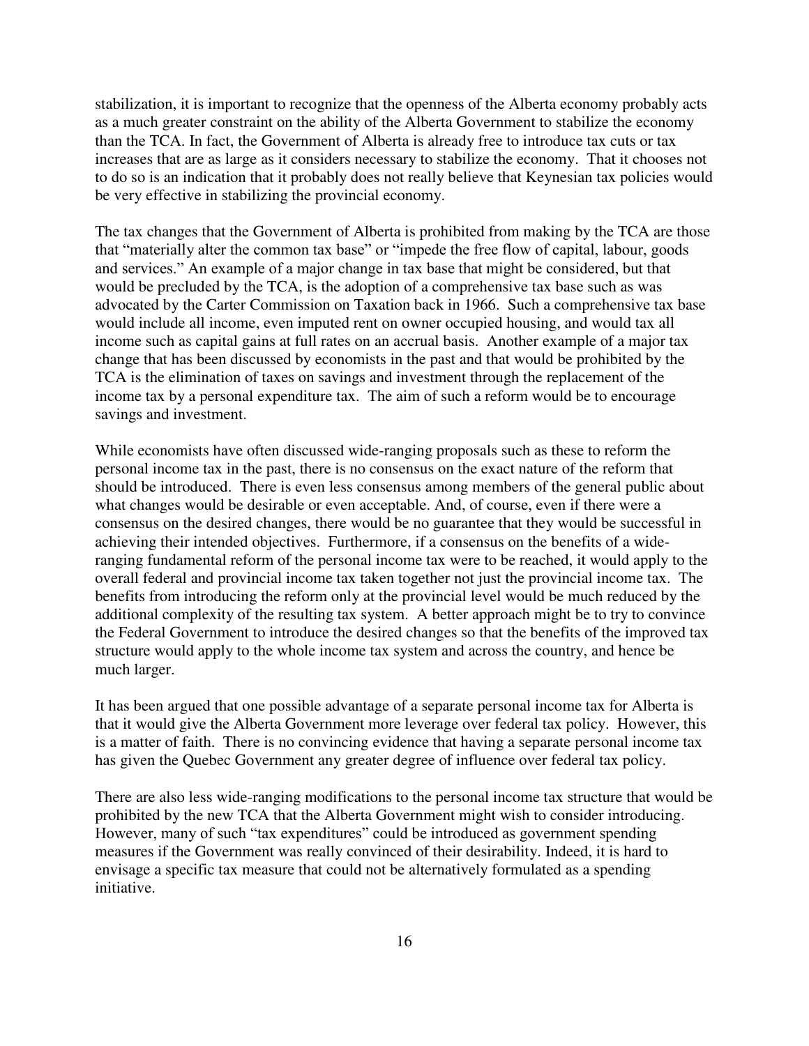stabilization, it is important to recognize that the openness of the Alberta economy probably acts as a much greater constraint on the ability of the Alberta Government to stabilize the economy than the TCA. In fact, the Government of Alberta is already free to introduce tax cuts or tax increases that are as large as it considers necessary to stabilize the economy. That it chooses not to do so is an indication that it probably does not really believe that Keynesian tax policies would be very effective in stabilizing the provincial economy.

The tax changes that the Government of Alberta is prohibited from making by the TCA are those that "materially alter the common tax base" or "impede the free flow of capital, labour, goods and services." An example of a major change in tax base that might be considered, but that would be precluded by the TCA, is the adoption of a comprehensive tax base such as was advocated by the Carter Commission on Taxation back in 1966. Such a comprehensive tax base would include all income, even imputed rent on owner occupied housing, and would tax all income such as capital gains at full rates on an accrual basis. Another example of a major tax change that has been discussed by economists in the past and that would be prohibited by the TCA is the elimination of taxes on savings and investment through the replacement of the income tax by a personal expenditure tax. The aim of such a reform would be to encourage savings and investment.

While economists have often discussed wide-ranging proposals such as these to reform the personal income tax in the past, there is no consensus on the exact nature of the reform that should be introduced. There is even less consensus among members of the general public about what changes would be desirable or even acceptable. And, of course, even if there were a consensus on the desired changes, there would be no guarantee that they would be successful in achieving their intended objectives. Furthermore, if a consensus on the benefits of a wide-ranging fundamental reform of the personal income tax were to be reached, it would apply to the overall federal and provincial income tax taken together not just the provincial income tax. The benefits from introducing the reform only at the provincial level would be much reduced by the additional complexity of the resulting tax system. A better approach might be to try to convince the Federal Government to introduce the desired changes so that the benefits of the improved tax structure would apply to the whole income tax system and across the country, and hence be much larger.

It has been argued that one possible advantage of a separate personal income tax for Alberta is that it would give the Alberta Government more leverage over federal tax policy. However, this is a matter of faith. There is no convincing evidence that having a separate personal income tax has given the Quebec Government any greater degree of influence over federal tax policy.

There are also less wide-ranging modifications to the personal income tax structure that would be prohibited by the new TCA that the Alberta Government might wish to consider introducing. However, many of such "tax expenditures" could be introduced as government spending measures if the Government was really convinced of their desirability. Indeed, it is hard to envisage a specific tax measure that could not be alternatively formulated as a spending initiative.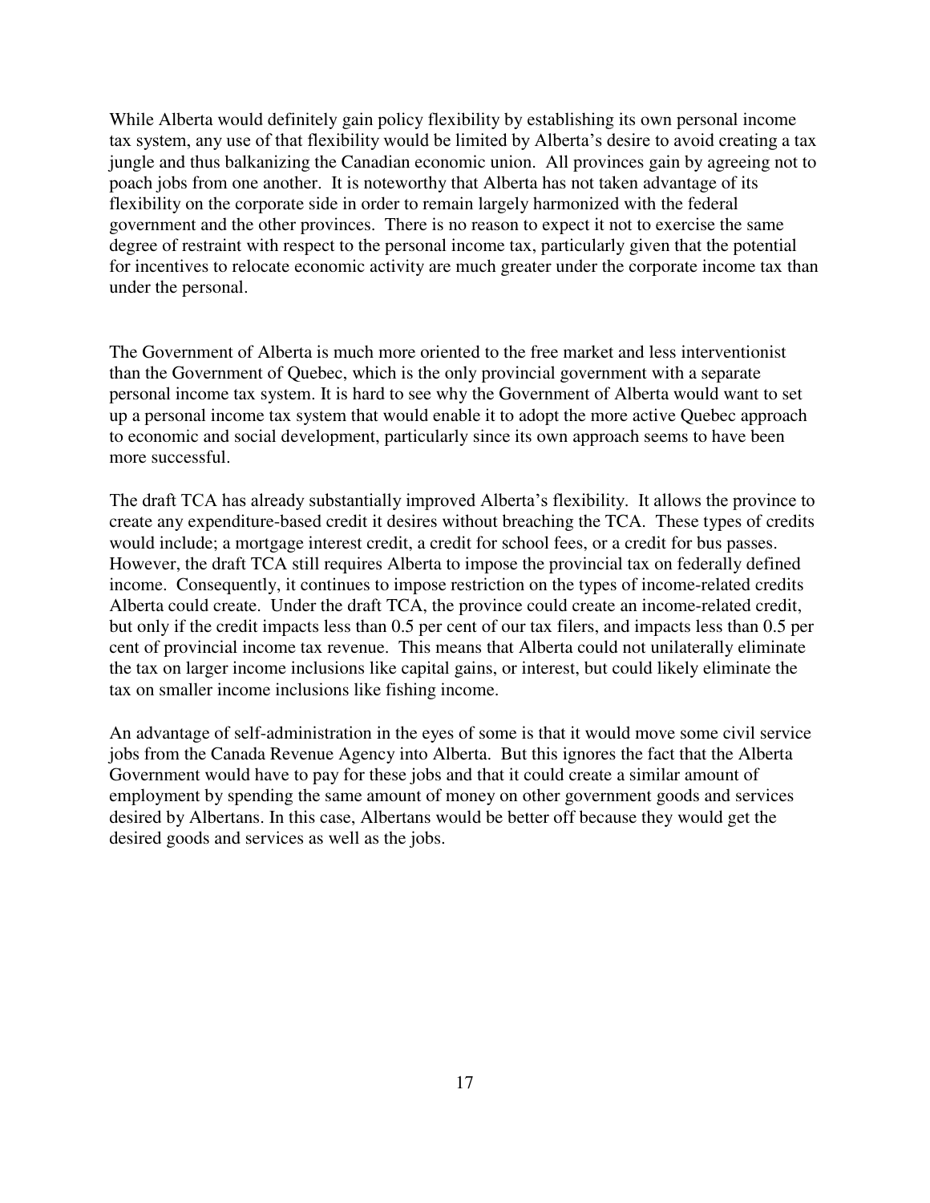While Alberta would definitely gain policy flexibility by establishing its own personal income tax system, any use of that flexibility would be limited by Alberta's desire to avoid creating a tax jungle and thus balkanizing the Canadian economic union. All provinces gain by agreeing not to poach jobs from one another. It is noteworthy that Alberta has not taken advantage of its flexibility on the corporate side in order to remain largely harmonized with the federal government and the other provinces. There is no reason to expect it not to exercise the same degree of restraint with respect to the personal income tax, particularly given that the potential for incentives to relocate economic activity are much greater under the corporate income tax than under the personal.

The Government of Alberta is much more oriented to the free market and less interventionist than the Government of Quebec, which is the only provincial government with a separate personal income tax system. It is hard to see why the Government of Alberta would want to set up a personal income tax system that would enable it to adopt the more active Quebec approach to economic and social development, particularly since its own approach seems to have been more successful.

The draft TCA has already substantially improved Alberta's flexibility. It allows the province to create any expenditure-based credit it desires without breaching the TCA. These types of credits would include; a mortgage interest credit, a credit for school fees, or a credit for bus passes. However, the draft TCA still requires Alberta to impose the provincial tax on federally defined income. Consequently, it continues to impose restriction on the types of income-related credits Alberta could create. Under the draft TCA, the province could create an income-related credit, but only if the credit impacts less than 0.5 per cent of our tax filers, and impacts less than 0.5 per cent of provincial income tax revenue. This means that Alberta could not unilaterally eliminate the tax on larger income inclusions like capital gains, or interest, but could likely eliminate the tax on smaller income inclusions like fishing income.

An advantage of self-administration in the eyes of some is that it would move some civil service jobs from the Canada Revenue Agency into Alberta. But this ignores the fact that the Alberta Government would have to pay for these jobs and that it could create a similar amount of employment by spending the same amount of money on other government goods and services desired by Albertans. In this case, Albertans would be better off because they would get the desired goods and services as well as the jobs.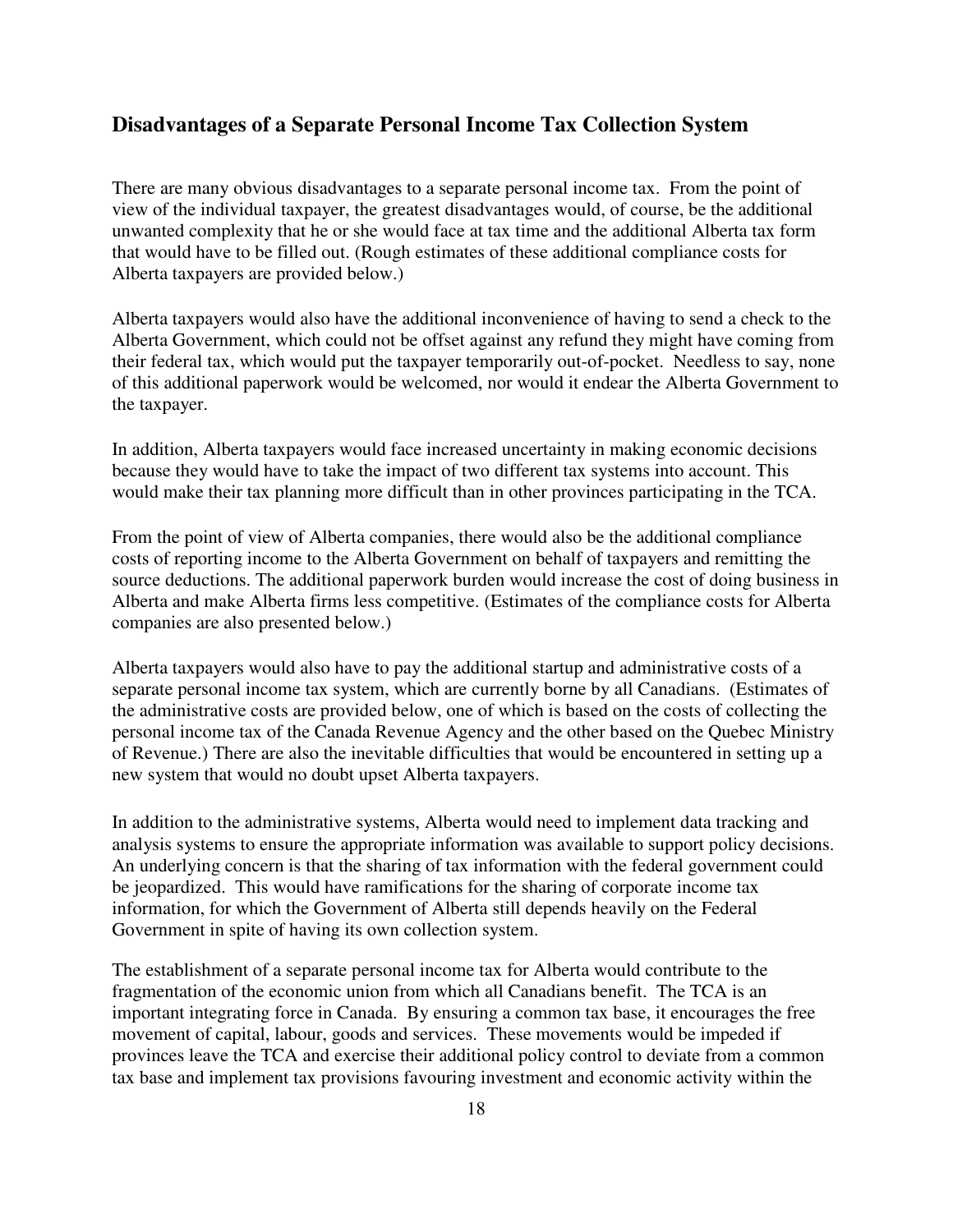## Disadvantages of a Separate Personal Income Tax Collection System

There are many obvious disadvantages to a separate personal income tax. From the point of view of the individual taxpayer, the greatest disadvantages would, of course, be the additional unwanted complexity that he or she would face at tax time and the additional Alberta tax form that would have to be filled out. (Rough estimates of these additional compliance costs for Alberta taxpayers are provided below.)

Alberta taxpayers would also have the additional inconvenience of having to send a check to the Alberta Government, which could not be offset against any refund they might have coming from their federal tax, which would put the taxpayer temporarily out-of-pocket. Needless to say, none of this additional paperwork would be welcomed, nor would it endear the Alberta Government to the taxpayer.

In addition, Alberta taxpayers would face increased uncertainty in making economic decisions because they would have to take the impact of two different tax systems into account. This would make their tax planning more difficult than in other provinces participating in the TCA.

From the point of view of Alberta companies, there would also be the additional compliance costs of reporting income to the Alberta Government on behalf of taxpayers and remitting the source deductions. The additional paperwork burden would increase the cost of doing business in Alberta and make Alberta firms less competitive. (Estimates of the compliance costs for Alberta companies are also presented below.)

Alberta taxpayers would also have to pay the additional startup and administrative costs of a separate personal income tax system, which are currently borne by all Canadians. (Estimates of the administrative costs are provided below, one of which is based on the costs of collecting the personal income tax of the Canada Revenue Agency and the other based on the Quebec Ministry of Revenue.) There are also the inevitable difficulties that would be encountered in setting up a new system that would no doubt upset Alberta taxpayers.

In addition to the administrative systems, Alberta would need to implement data tracking and analysis systems to ensure the appropriate information was available to support policy decisions. An underlying concern is that the sharing of tax information with the federal government could be jeopardized. This would have ramifications for the sharing of corporate income tax information, for which the Government of Alberta still depends heavily on the Federal Government in spite of having its own collection system.

The establishment of a separate personal income tax for Alberta would contribute to the fragmentation of the economic union from which all Canadians benefit. The TCA is an important integrating force in Canada. By ensuring a common tax base, it encourages the free movement of capital, labour, goods and services. These movements would be impeded if provinces leave the TCA and exercise their additional policy control to deviate from a common tax base and implement tax provisions favouring investment and economic activity within the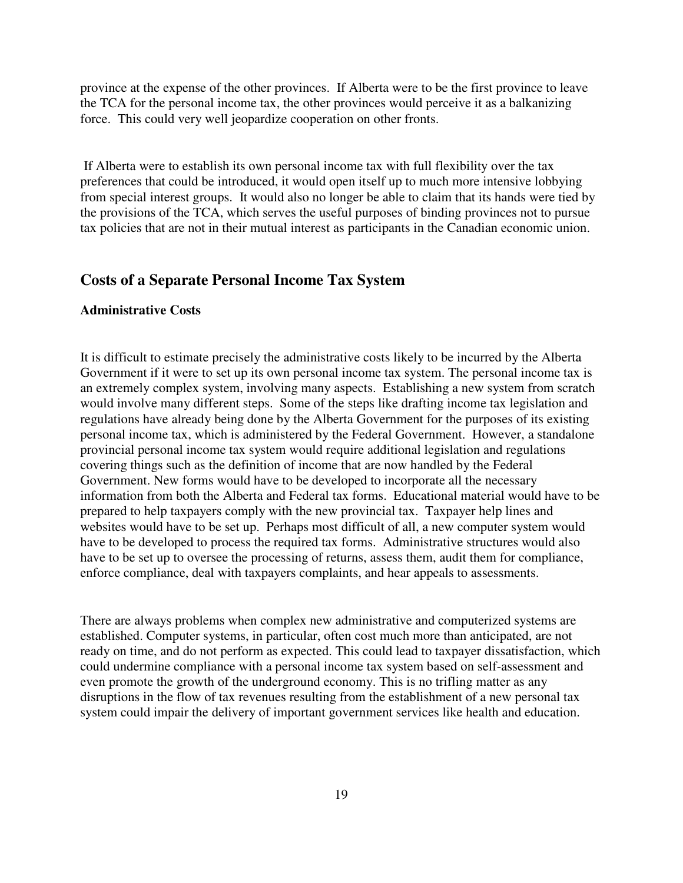province at the expense of the other provinces. If Alberta were to be the first province to leave the TCA for the personal income tax, the other provinces would perceive it as a balkanizing force. This could very well jeopardize cooperation on other fronts.

If Alberta were to establish its own personal income tax with full flexibility over the tax preferences that could be introduced, it would open itself up to much more intensive lobbying from special interest groups. It would also no longer be able to claim that its hands were tied by the provisions of the TCA, which serves the useful purposes of binding provinces not to pursue tax policies that are not in their mutual interest as participants in the Canadian economic union.

## Costs of a Separate Personal Income Tax System

### Administrative Costs

It is difficult to estimate precisely the administrative costs likely to be incurred by the Alberta Government if it were to set up its own personal income tax system. The personal income tax is an extremely complex system, involving many aspects. Establishing a new system from scratch would involve many different steps. Some of the steps like drafting income tax legislation and regulations have already being done by the Alberta Government for the purposes of its existing personal income tax, which is administered by the Federal Government. However, a standalone provincial personal income tax system would require additional legislation and regulations covering things such as the definition of income that are now handled by the Federal Government. New forms would have to be developed to incorporate all the necessary information from both the Alberta and Federal tax forms. Educational material would have to be prepared to help taxpayers comply with the new provincial tax. Taxpayer help lines and websites would have to be set up. Perhaps most difficult of all, a new computer system would have to be developed to process the required tax forms. Administrative structures would also have to be set up to oversee the processing of returns, assess them, audit them for compliance, enforce compliance, deal with taxpayers complaints, and hear appeals to assessments.

There are always problems when complex new administrative and computerized systems are established. Computer systems, in particular, often cost much more than anticipated, are not ready on time, and do not perform as expected. This could lead to taxpayer dissatisfaction, which could undermine compliance with a personal income tax system based on self-assessment and even promote the growth of the underground economy. This is no trifling matter as any disruptions in the flow of tax revenues resulting from the establishment of a new personal tax system could impair the delivery of important government services like health and education.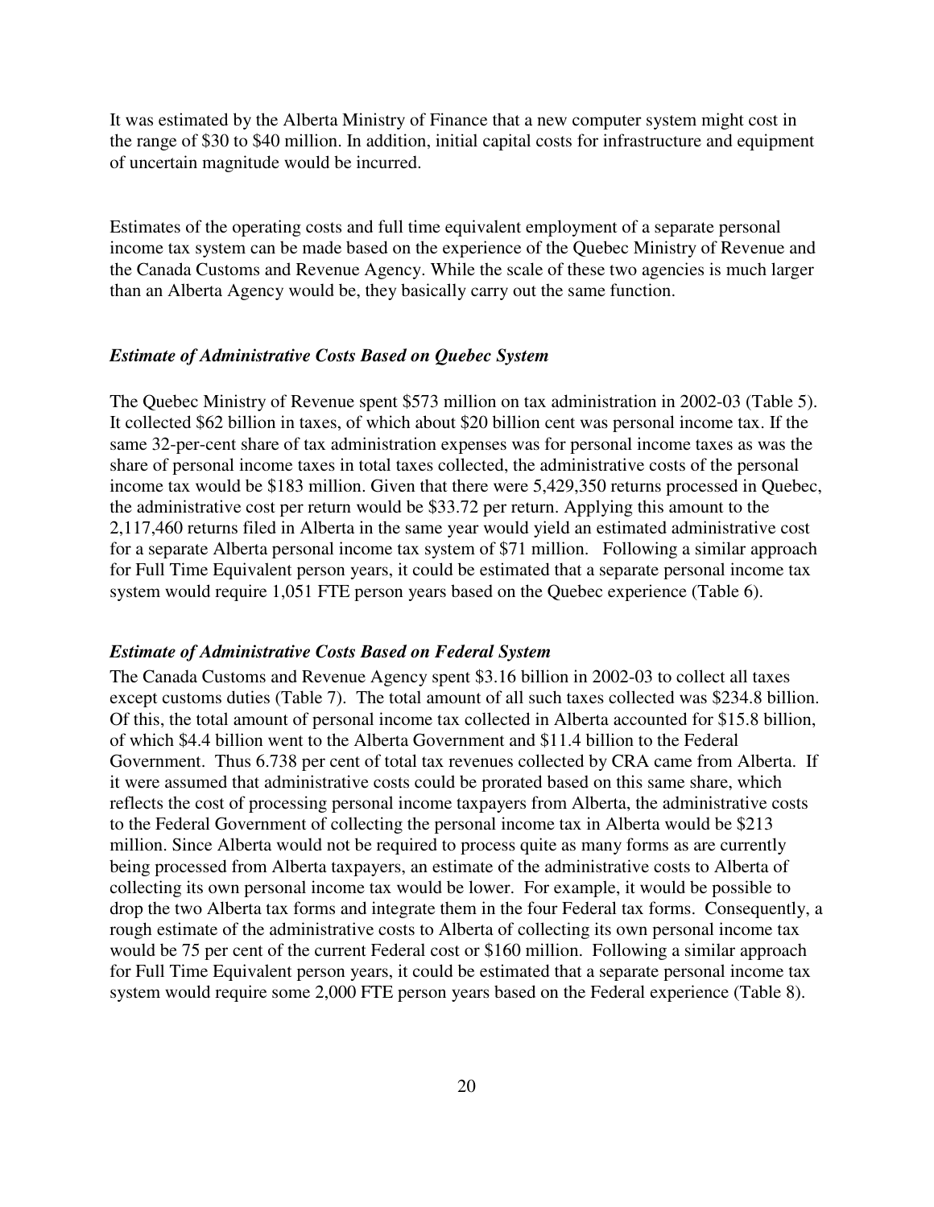It was estimated by the Alberta Ministry of Finance that a new computer system might cost in the range of $30 to $40 million. In addition, initial capital costs for infrastructure and equipment of uncertain magnitude would be incurred.

Estimates of the operating costs and full time equivalent employment of a separate personal income tax system can be made based on the experience of the Quebec Ministry of Revenue and the Canada Customs and Revenue Agency. While the scale of these two agencies is much larger than an Alberta Agency would be, they basically carry out the same function.

### *Estimate of Administrative Costs Based on Quebec System*

The Quebec Ministry of Revenue spent $573 million on tax administration in 2002-03 (Table 5). It collected $62 billion in taxes, of which about $20 billion cent was personal income tax. If the same 32-per-cent share of tax administration expenses was for personal income taxes as was the share of personal income taxes in total taxes collected, the administrative costs of the personal income tax would be $183 million. Given that there were 5,429,350 returns processed in Quebec, the administrative cost per return would be $33.72 per return. Applying this amount to the 2,117,460 returns filed in Alberta in the same year would yield an estimated administrative cost for a separate Alberta personal income tax system of $71 million. Following a similar approach for Full Time Equivalent person years, it could be estimated that a separate personal income tax system would require 1,051 FTE person years based on the Quebec experience (Table 6).

### *Estimate of Administrative Costs Based on Federal System*

The Canada Customs and Revenue Agency spent $3.16 billion in 2002-03 to collect all taxes except customs duties (Table 7). The total amount of all such taxes collected was $234.8 billion. Of this, the total amount of personal income tax collected in Alberta accounted for $15.8 billion, of which $4.4 billion went to the Alberta Government and $11.4 billion to the Federal Government. Thus 6.738 per cent of total tax revenues collected by CRA came from Alberta. If it were assumed that administrative costs could be prorated based on this same share, which reflects the cost of processing personal income taxpayers from Alberta, the administrative costs to the Federal Government of collecting the personal income tax in Alberta would be $213 million. Since Alberta would not be required to process quite as many forms as are currently being processed from Alberta taxpayers, an estimate of the administrative costs to Alberta of collecting its own personal income tax would be lower. For example, it would be possible to drop the two Alberta tax forms and integrate them in the four Federal tax forms. Consequently, a rough estimate of the administrative costs to Alberta of collecting its own personal income tax would be 75 per cent of the current Federal cost or $160 million. Following a similar approach for Full Time Equivalent person years, it could be estimated that a separate personal income tax system would require some 2,000 FTE person years based on the Federal experience (Table 8).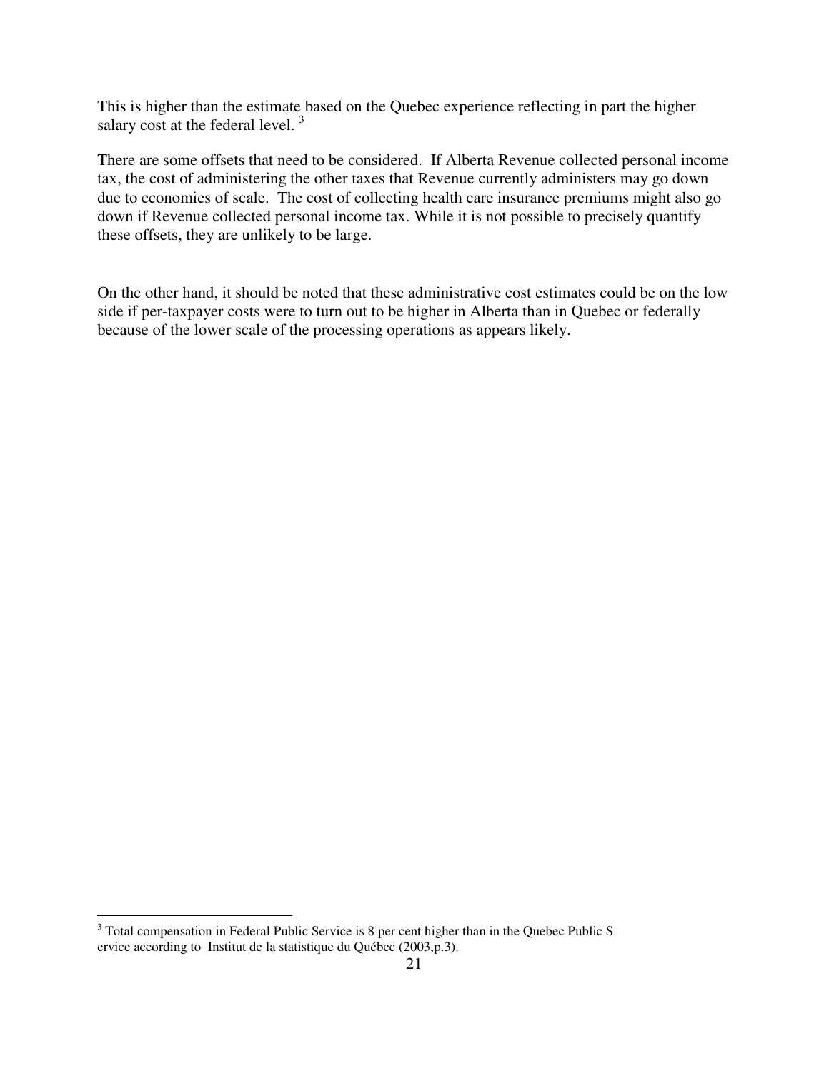This is higher than the estimate based on the Quebec experience reflecting in part the higher salary cost at the federal level. [3]

There are some offsets that need to be considered. If Alberta Revenue collected personal income tax, the cost of administering the other taxes that Revenue currently administers may go down due to economies of scale. The cost of collecting health care insurance premiums might also go down if Revenue collected personal income tax. While it is not possible to precisely quantify these offsets, they are unlikely to be large.

On the other hand, it should be noted that these administrative cost estimates could be on the low side if per-taxpayer costs were to turn out to be higher in Alberta than in Quebec or federally because of the lower scale of the processing operations as appears likely.

---

[3] Total compensation in Federal Public Service is 8 per cent higher than in the Quebec Public S ervice according to Institut de la statistique du Québec (2003,p.3).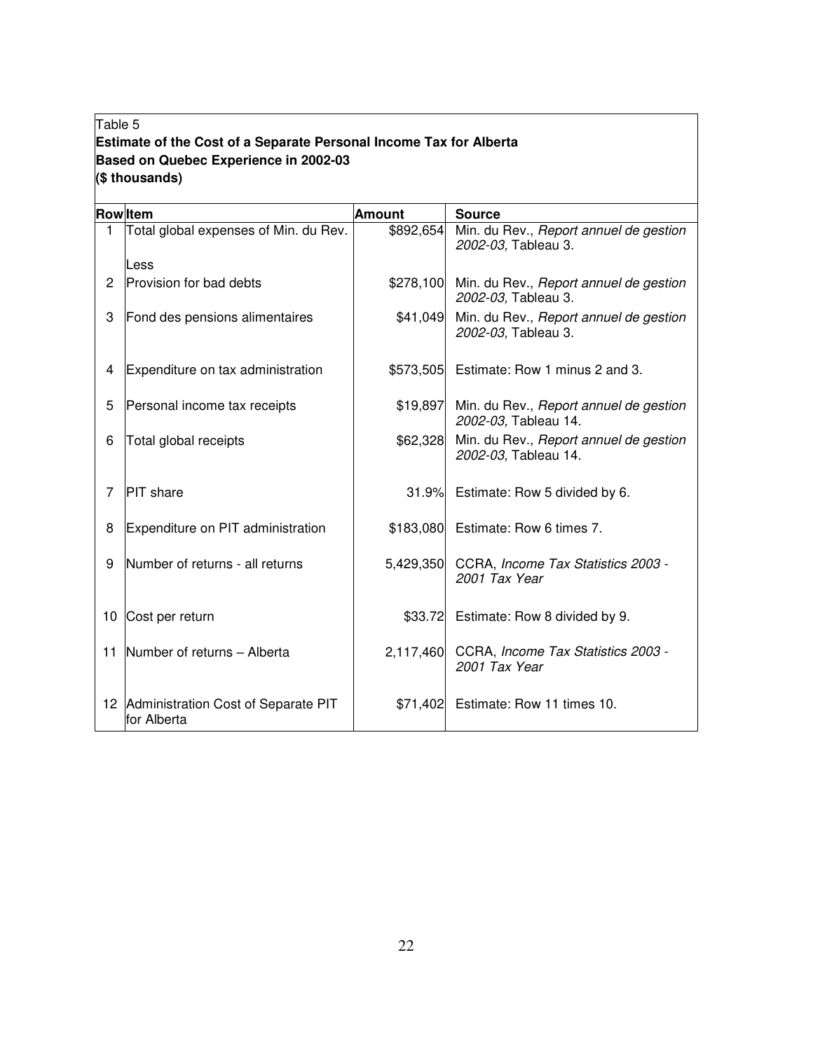Table 5

**Estimate of the Cost of a Separate Personal Income Tax for Alberta Based on Quebec Experience in 2002-03 ($ thousands)**

| Row | Item | Amount | Source |
|---|---|---|---|
| 1 | Total global expenses of Min. du Rev. | $892,654 | Min. du Rev., *Report annuel de gestion 2002-03,* Tableau 3. |
| | Less | | |
| 2 | Provision for bad debts | $278,100 | Min. du Rev., *Report annuel de gestion 2002-03,* Tableau 3. |
| 3 | Fond des pensions alimentaires | $41,049 | Min. du Rev., *Report annuel de gestion 2002-03,* Tableau 3. |
| 4 | Expenditure on tax administration | $573,505 | Estimate: Row 1 minus 2 and 3. |
| 5 | Personal income tax receipts | $19,897 | Min. du Rev., *Report annuel de gestion 2002-03,* Tableau 14. |
| 6 | Total global receipts | $62,328 | Min. du Rev., *Report annuel de gestion 2002-03,* Tableau 14. |
| 7 | PIT share | 31.9% | Estimate: Row 5 divided by 6. |
| 8 | Expenditure on PIT administration | $183,080 | Estimate: Row 6 times 7. |
| 9 | Number of returns - all returns | 5,429,350 | CCRA, *Income Tax Statistics 2003 - 2001 Tax Year* |
| 10 | Cost per return | $33.72 | Estimate: Row 8 divided by 9. |
| 11 | Number of returns – Alberta | 2,117,460 | CCRA, *Income Tax Statistics 2003 - 2001 Tax Year* |
| 12 | Administration Cost of Separate PIT for Alberta | $71,402 | Estimate: Row 11 times 10. |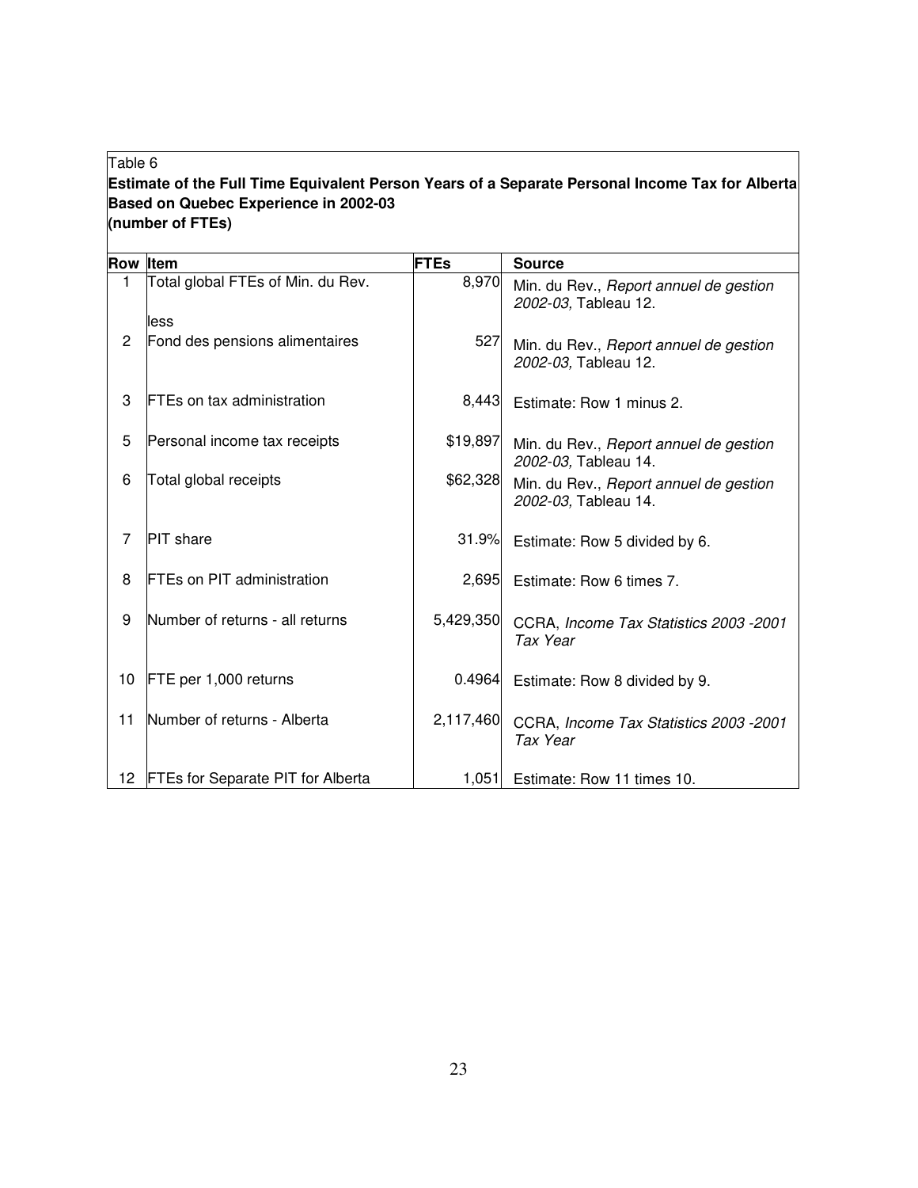Table 6

**Estimate of the Full Time Equivalent Person Years of a Separate Personal Income Tax for Alberta Based on Quebec Experience in 2002-03**

**(number of FTEs)**

| Row | Item | FTEs | Source |
|---|---|---|---|
| 1 | Total global FTEs of Min. du Rev. | 8,970 | Min. du Rev., *Report annuel de gestion 2002-03,* Tableau 12. |
| | less | | |
| 2 | Fond des pensions alimentaires | 527 | Min. du Rev., *Report annuel de gestion 2002-03,* Tableau 12. |
| 3 | FTEs on tax administration | 8,443 | Estimate: Row 1 minus 2. |
| 5 | Personal income tax receipts | $19,897 | Min. du Rev., *Report annuel de gestion 2002-03,* Tableau 14. |
| 6 | Total global receipts | $62,328 | Min. du Rev., *Report annuel de gestion 2002-03,* Tableau 14. |
| 7 | PIT share | 31.9% | Estimate: Row 5 divided by 6. |
| 8 | FTEs on PIT administration | 2,695 | Estimate: Row 6 times 7. |
| 9 | Number of returns - all returns | 5,429,350 | CCRA, *Income Tax Statistics 2003 -2001 Tax Year* |
| 10 | FTE per 1,000 returns | 0.4964 | Estimate: Row 8 divided by 9. |
| 11 | Number of returns - Alberta | 2,117,460 | CCRA, *Income Tax Statistics 2003 -2001 Tax Year* |
| 12 | FTEs for Separate PIT for Alberta | 1,051 | Estimate: Row 11 times 10. |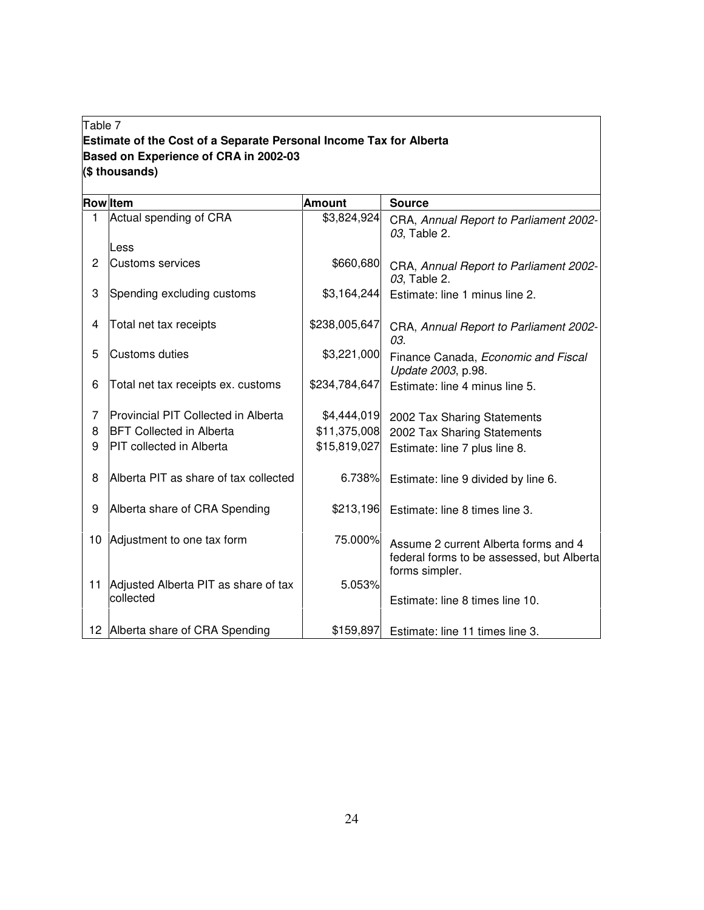Table 7

**Estimate of the Cost of a Separate Personal Income Tax for Alberta**
**Based on Experience of CRA in 2002-03**
**($ thousands)**

| Row | Item | Amount | Source |
|---|---|---|---|
| 1 | Actual spending of CRA | $3,824,924 | CRA, *Annual Report to Parliament 2002-03*, Table 2. |
| | Less | | |
| 2 | Customs services | $660,680 | CRA, *Annual Report to Parliament 2002-03*, Table 2. |
| 3 | Spending excluding customs | $3,164,244 | Estimate: line 1 minus line 2. |
| 4 | Total net tax receipts | $238,005,647 | CRA, *Annual Report to Parliament 2002-03*. |
| 5 | Customs duties | $3,221,000 | Finance Canada, *Economic and Fiscal Update 2003*, p.98. |
| 6 | Total net tax receipts ex. customs | $234,784,647 | Estimate: line 4 minus line 5. |
| 7 | Provincial PIT Collected in Alberta | $4,444,019 | 2002 Tax Sharing Statements |
| 8 | BFT Collected in Alberta | $11,375,008 | 2002 Tax Sharing Statements |
| 9 | PIT collected in Alberta | $15,819,027 | Estimate: line 7 plus line 8. |
| 8 | Alberta PIT as share of tax collected | 6.738% | Estimate: line 9 divided by line 6. |
| 9 | Alberta share of CRA Spending | $213,196 | Estimate: line 8 times line 3. |
| 10 | Adjustment to one tax form | 75.000% | Assume 2 current Alberta forms and 4 federal forms to be assessed, but Alberta forms simpler. |
| 11 | Adjusted Alberta PIT as share of tax collected | 5.053% | Estimate: line 8 times line 10. |
| 12 | Alberta share of CRA Spending | $159,897 | Estimate: line 11 times line 3. |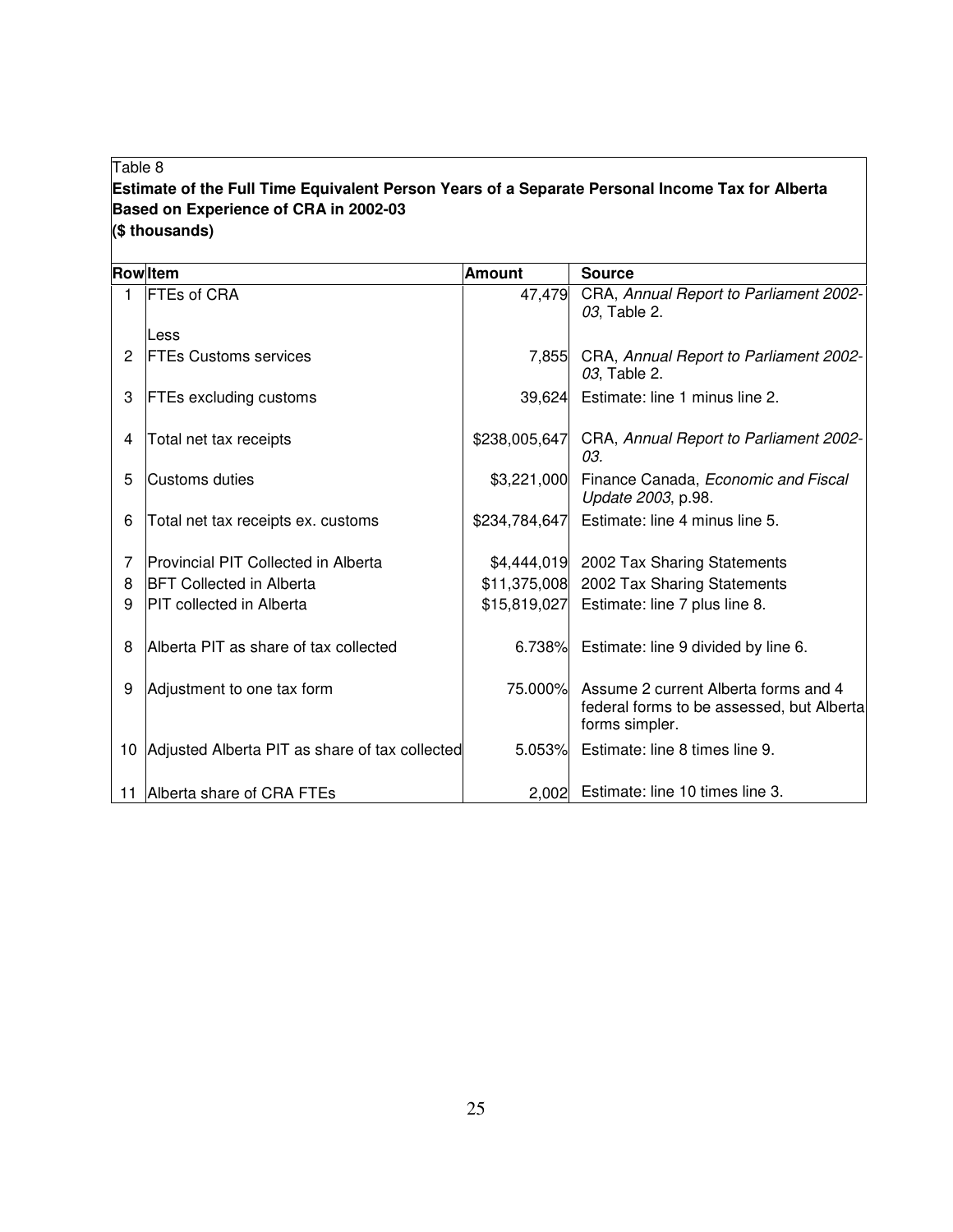Table 8

**Estimate of the Full Time Equivalent Person Years of a Separate Personal Income Tax for Alberta Based on Experience of CRA in 2002-03**

**($ thousands)**

| Row | Item | Amount | Source |
|---|---|---|---|
| 1 | FTEs of CRA | 47,479 | CRA, *Annual Report to Parliament 2002-03*, Table 2. |
| | Less | | |
| 2 | FTEs Customs services | 7,855 | CRA, *Annual Report to Parliament 2002-03*, Table 2. |
| 3 | FTEs excluding customs | 39,624 | Estimate: line 1 minus line 2. |
| 4 | Total net tax receipts | $238,005,647 | CRA, *Annual Report to Parliament 2002-03.* |
| 5 | Customs duties | $3,221,000 | Finance Canada, *Economic and Fiscal Update 2003*, p.98. |
| 6 | Total net tax receipts ex. customs | $234,784,647 | Estimate: line 4 minus line 5. |
| 7 | Provincial PIT Collected in Alberta | $4,444,019 | 2002 Tax Sharing Statements |
| 8 | BFT Collected in Alberta | $11,375,008 | 2002 Tax Sharing Statements |
| 9 | PIT collected in Alberta | $15,819,027 | Estimate: line 7 plus line 8. |
| 8 | Alberta PIT as share of tax collected | 6.738% | Estimate: line 9 divided by line 6. |
| 9 | Adjustment to one tax form | 75.000% | Assume 2 current Alberta forms and 4 federal forms to be assessed, but Alberta forms simpler. |
| 10 | Adjusted Alberta PIT as share of tax collected | 5.053% | Estimate: line 8 times line 9. |
| 11 | Alberta share of CRA FTEs | 2,002 | Estimate: line 10 times line 3. |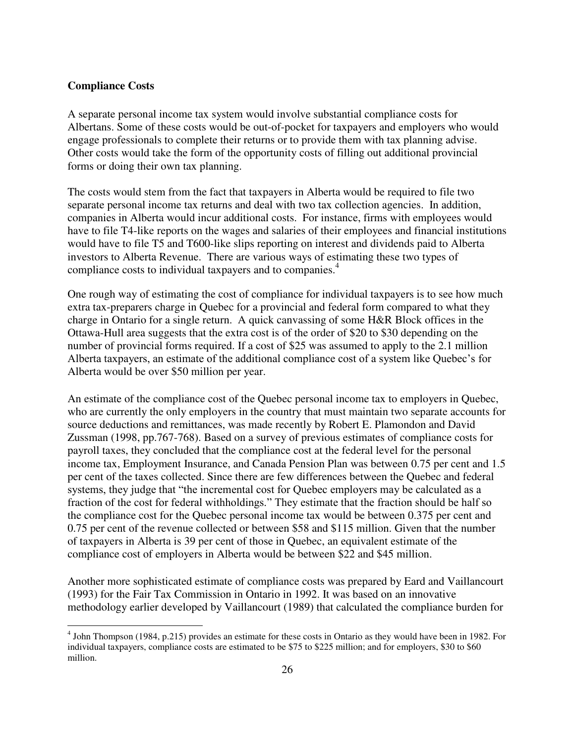**Compliance Costs**

A separate personal income tax system would involve substantial compliance costs for Albertans. Some of these costs would be out-of-pocket for taxpayers and employers who would engage professionals to complete their returns or to provide them with tax planning advise. Other costs would take the form of the opportunity costs of filling out additional provincial forms or doing their own tax planning.

The costs would stem from the fact that taxpayers in Alberta would be required to file two separate personal income tax returns and deal with two tax collection agencies. In addition, companies in Alberta would incur additional costs. For instance, firms with employees would have to file T4-like reports on the wages and salaries of their employees and financial institutions would have to file T5 and T600-like slips reporting on interest and dividends paid to Alberta investors to Alberta Revenue. There are various ways of estimating these two types of compliance costs to individual taxpayers and to companies.[4]

One rough way of estimating the cost of compliance for individual taxpayers is to see how much extra tax-preparers charge in Quebec for a provincial and federal form compared to what they charge in Ontario for a single return. A quick canvassing of some H&R Block offices in the Ottawa-Hull area suggests that the extra cost is of the order of $20 to $30 depending on the number of provincial forms required. If a cost of $25 was assumed to apply to the 2.1 million Alberta taxpayers, an estimate of the additional compliance cost of a system like Quebec's for Alberta would be over $50 million per year.

An estimate of the compliance cost of the Quebec personal income tax to employers in Quebec, who are currently the only employers in the country that must maintain two separate accounts for source deductions and remittances, was made recently by Robert E. Plamondon and David Zussman (1998, pp.767-768). Based on a survey of previous estimates of compliance costs for payroll taxes, they concluded that the compliance cost at the federal level for the personal income tax, Employment Insurance, and Canada Pension Plan was between 0.75 per cent and 1.5 per cent of the taxes collected. Since there are few differences between the Quebec and federal systems, they judge that "the incremental cost for Quebec employers may be calculated as a fraction of the cost for federal withholdings." They estimate that the fraction should be half so the compliance cost for the Quebec personal income tax would be between 0.375 per cent and 0.75 per cent of the revenue collected or between $58 and $115 million. Given that the number of taxpayers in Alberta is 39 per cent of those in Quebec, an equivalent estimate of the compliance cost of employers in Alberta would be between $22 and $45 million.

Another more sophisticated estimate of compliance costs was prepared by Eard and Vaillancourt (1993) for the Fair Tax Commission in Ontario in 1992. It was based on an innovative methodology earlier developed by Vaillancourt (1989) that calculated the compliance burden for

[4] John Thompson (1984, p.215) provides an estimate for these costs in Ontario as they would have been in 1982. For individual taxpayers, compliance costs are estimated to be $75 to $225 million; and for employers, $30 to $60 million.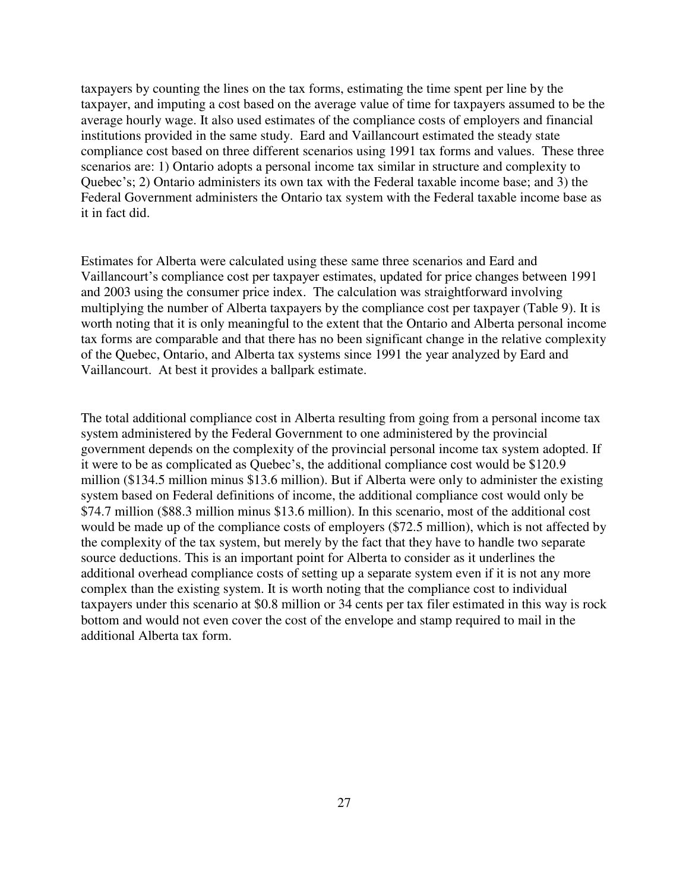taxpayers by counting the lines on the tax forms, estimating the time spent per line by the taxpayer, and imputing a cost based on the average value of time for taxpayers assumed to be the average hourly wage. It also used estimates of the compliance costs of employers and financial institutions provided in the same study. Eard and Vaillancourt estimated the steady state compliance cost based on three different scenarios using 1991 tax forms and values. These three scenarios are: 1) Ontario adopts a personal income tax similar in structure and complexity to Quebec's; 2) Ontario administers its own tax with the Federal taxable income base; and 3) the Federal Government administers the Ontario tax system with the Federal taxable income base as it in fact did.

Estimates for Alberta were calculated using these same three scenarios and Eard and Vaillancourt's compliance cost per taxpayer estimates, updated for price changes between 1991 and 2003 using the consumer price index. The calculation was straightforward involving multiplying the number of Alberta taxpayers by the compliance cost per taxpayer (Table 9). It is worth noting that it is only meaningful to the extent that the Ontario and Alberta personal income tax forms are comparable and that there has no been significant change in the relative complexity of the Quebec, Ontario, and Alberta tax systems since 1991 the year analyzed by Eard and Vaillancourt. At best it provides a ballpark estimate.

The total additional compliance cost in Alberta resulting from going from a personal income tax system administered by the Federal Government to one administered by the provincial government depends on the complexity of the provincial personal income tax system adopted. If it were to be as complicated as Quebec's, the additional compliance cost would be $120.9 million ($134.5 million minus $13.6 million). But if Alberta were only to administer the existing system based on Federal definitions of income, the additional compliance cost would only be $74.7 million ($88.3 million minus $13.6 million). In this scenario, most of the additional cost would be made up of the compliance costs of employers ($72.5 million), which is not affected by the complexity of the tax system, but merely by the fact that they have to handle two separate source deductions. This is an important point for Alberta to consider as it underlines the additional overhead compliance costs of setting up a separate system even if it is not any more complex than the existing system. It is worth noting that the compliance cost to individual taxpayers under this scenario at $0.8 million or 34 cents per tax filer estimated in this way is rock bottom and would not even cover the cost of the envelope and stamp required to mail in the additional Alberta tax form.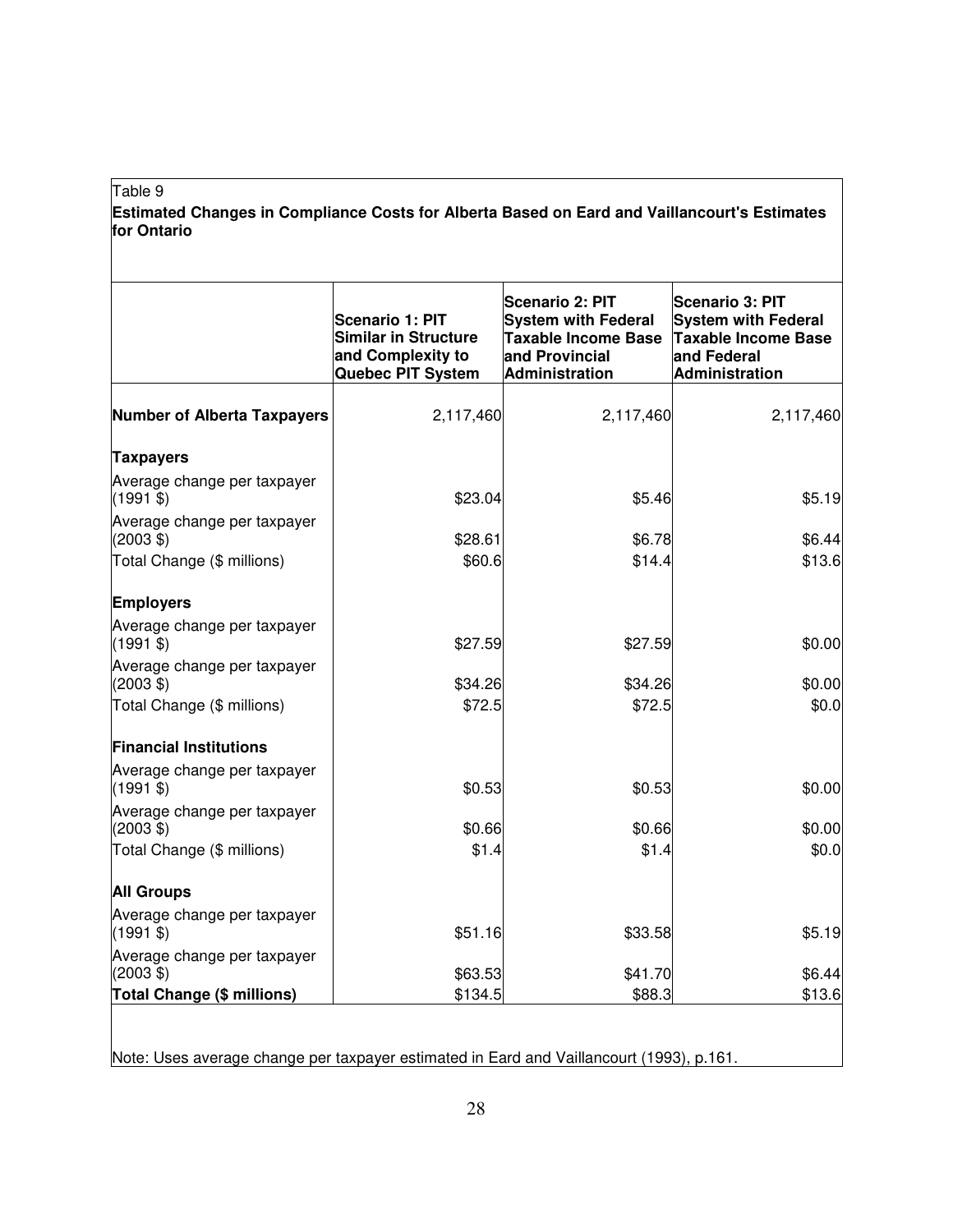Table 9

**Estimated Changes in Compliance Costs for Alberta Based on Eard and Vaillancourt's Estimates for Ontario**

| | **Scenario 1: PIT Similar in Structure and Complexity to Quebec PIT System** | **Scenario 2: PIT System with Federal Taxable Income Base and Provincial Administration** | **Scenario 3: PIT System with Federal Taxable Income Base and Federal Administration** |
|---|---|---|---|
| **Number of Alberta Taxpayers** | 2,117,460 | 2,117,460 | 2,117,460 |
| **Taxpayers** | | | |
| Average change per taxpayer (1991 $) | $23.04 | $5.46 | $5.19 |
| Average change per taxpayer (2003 $) | $28.61 | $6.78 | $6.44 |
| Total Change ($ millions) | $60.6 | $14.4 | $13.6 |
| **Employers** | | | |
| Average change per taxpayer (1991 $) | $27.59 | $27.59 | $0.00 |
| Average change per taxpayer (2003 $) | $34.26 | $34.26 | $0.00 |
| Total Change ($ millions) | $72.5 | $72.5 | $0.0 |
| **Financial Institutions** | | | |
| Average change per taxpayer (1991 $) | $0.53 | $0.53 | $0.00 |
| Average change per taxpayer (2003 $) | $0.66 | $0.66 | $0.00 |
| Total Change ($ millions) | $1.4 | $1.4 | $0.0 |
| **All Groups** | | | |
| Average change per taxpayer (1991 $) | $51.16 | $33.58 | $5.19 |
| Average change per taxpayer (2003 $) | $63.53 | $41.70 | $6.44 |
| **Total Change ($ millions)** | $134.5 | $88.3 | $13.6 |

Note: Uses average change per taxpayer estimated in Eard and Vaillancourt (1993), p.161.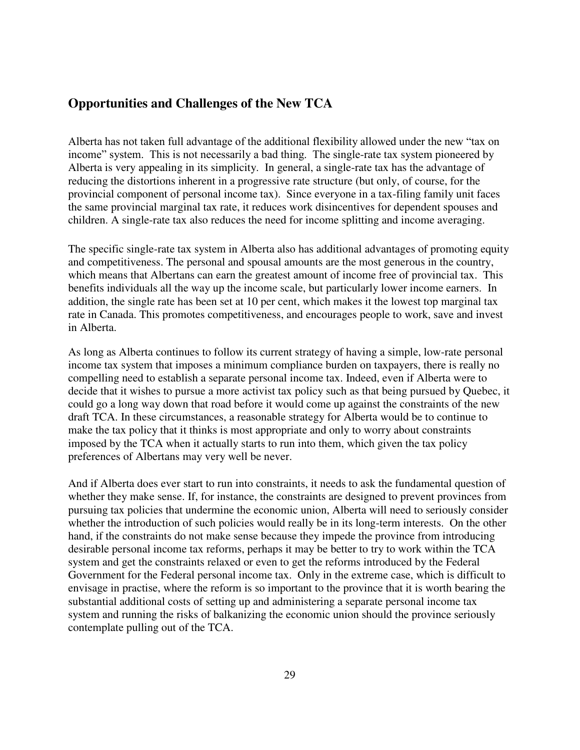## Opportunities and Challenges of the New TCA

Alberta has not taken full advantage of the additional flexibility allowed under the new "tax on income" system. This is not necessarily a bad thing. The single-rate tax system pioneered by Alberta is very appealing in its simplicity. In general, a single-rate tax has the advantage of reducing the distortions inherent in a progressive rate structure (but only, of course, for the provincial component of personal income tax). Since everyone in a tax-filing family unit faces the same provincial marginal tax rate, it reduces work disincentives for dependent spouses and children. A single-rate tax also reduces the need for income splitting and income averaging.

The specific single-rate tax system in Alberta also has additional advantages of promoting equity and competitiveness. The personal and spousal amounts are the most generous in the country, which means that Albertans can earn the greatest amount of income free of provincial tax. This benefits individuals all the way up the income scale, but particularly lower income earners. In addition, the single rate has been set at 10 per cent, which makes it the lowest top marginal tax rate in Canada. This promotes competitiveness, and encourages people to work, save and invest in Alberta.

As long as Alberta continues to follow its current strategy of having a simple, low-rate personal income tax system that imposes a minimum compliance burden on taxpayers, there is really no compelling need to establish a separate personal income tax. Indeed, even if Alberta were to decide that it wishes to pursue a more activist tax policy such as that being pursued by Quebec, it could go a long way down that road before it would come up against the constraints of the new draft TCA. In these circumstances, a reasonable strategy for Alberta would be to continue to make the tax policy that it thinks is most appropriate and only to worry about constraints imposed by the TCA when it actually starts to run into them, which given the tax policy preferences of Albertans may very well be never.

And if Alberta does ever start to run into constraints, it needs to ask the fundamental question of whether they make sense. If, for instance, the constraints are designed to prevent provinces from pursuing tax policies that undermine the economic union, Alberta will need to seriously consider whether the introduction of such policies would really be in its long-term interests. On the other hand, if the constraints do not make sense because they impede the province from introducing desirable personal income tax reforms, perhaps it may be better to try to work within the TCA system and get the constraints relaxed or even to get the reforms introduced by the Federal Government for the Federal personal income tax. Only in the extreme case, which is difficult to envisage in practise, where the reform is so important to the province that it is worth bearing the substantial additional costs of setting up and administering a separate personal income tax system and running the risks of balkanizing the economic union should the province seriously contemplate pulling out of the TCA.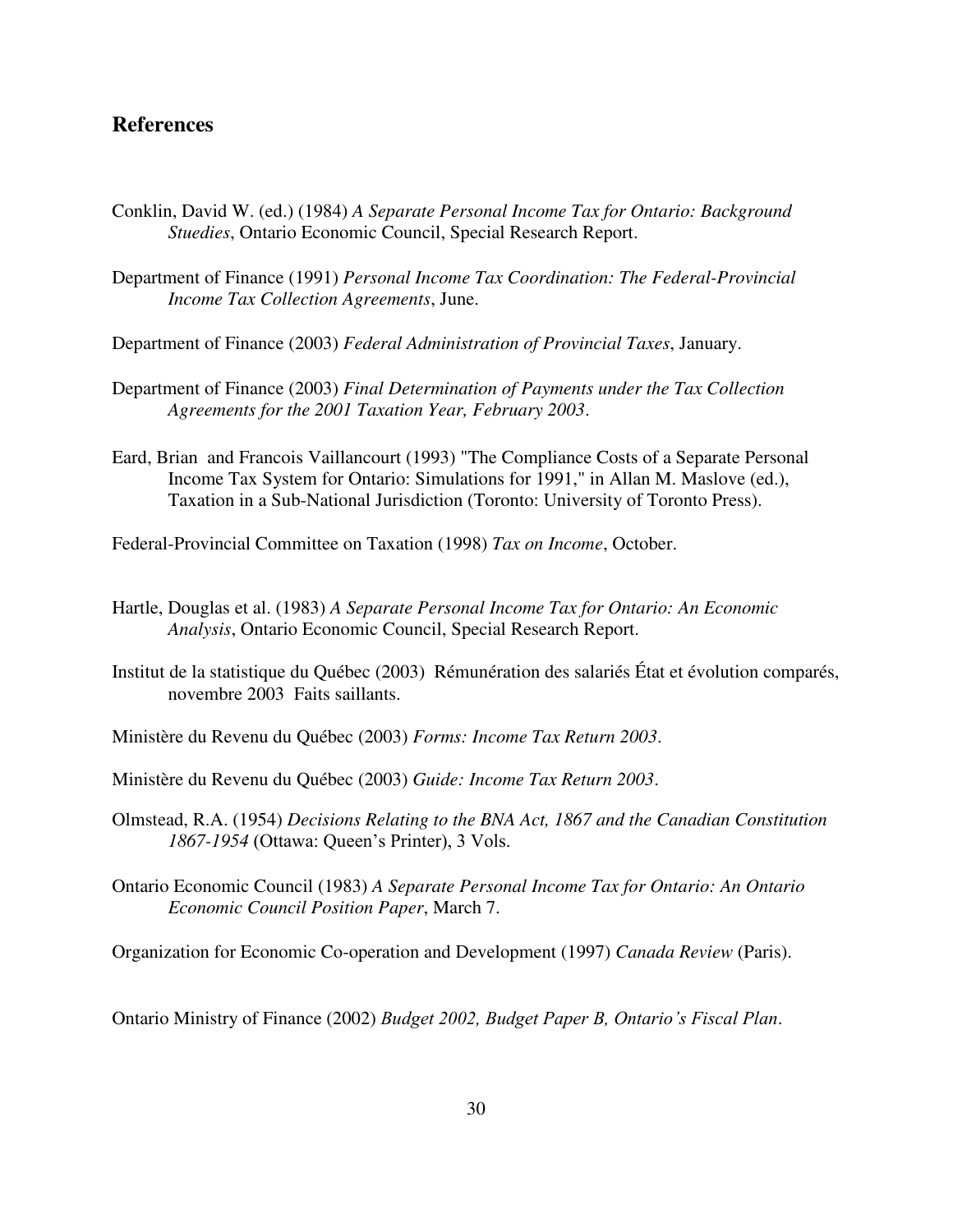## References

Conklin, David W. (ed.) (1984) *A Separate Personal Income Tax for Ontario: Background Stuedies*, Ontario Economic Council, Special Research Report.

Department of Finance (1991) *Personal Income Tax Coordination: The Federal-Provincial Income Tax Collection Agreements*, June.

Department of Finance (2003) *Federal Administration of Provincial Taxes*, January.

Department of Finance (2003) *Final Determination of Payments under the Tax Collection Agreements for the 2001 Taxation Year, February 2003*.

Eard, Brian and Francois Vaillancourt (1993) "The Compliance Costs of a Separate Personal Income Tax System for Ontario: Simulations for 1991," in Allan M. Maslove (ed.), Taxation in a Sub-National Jurisdiction (Toronto: University of Toronto Press).

Federal-Provincial Committee on Taxation (1998) *Tax on Income*, October.

Hartle, Douglas et al. (1983) *A Separate Personal Income Tax for Ontario: An Economic Analysis*, Ontario Economic Council, Special Research Report.

Institut de la statistique du Québec (2003) Rémunération des salariés État et évolution comparés, novembre 2003 Faits saillants.

Ministère du Revenu du Québec (2003) *Forms: Income Tax Return 2003*.

Ministère du Revenu du Québec (2003) *Guide: Income Tax Return 2003*.

Olmstead, R.A. (1954) *Decisions Relating to the BNA Act, 1867 and the Canadian Constitution 1867-1954* (Ottawa: Queen's Printer), 3 Vols.

Ontario Economic Council (1983) *A Separate Personal Income Tax for Ontario: An Ontario Economic Council Position Paper*, March 7.

Organization for Economic Co-operation and Development (1997) *Canada Review* (Paris).

Ontario Ministry of Finance (2002) *Budget 2002, Budget Paper B, Ontario's Fiscal Plan*.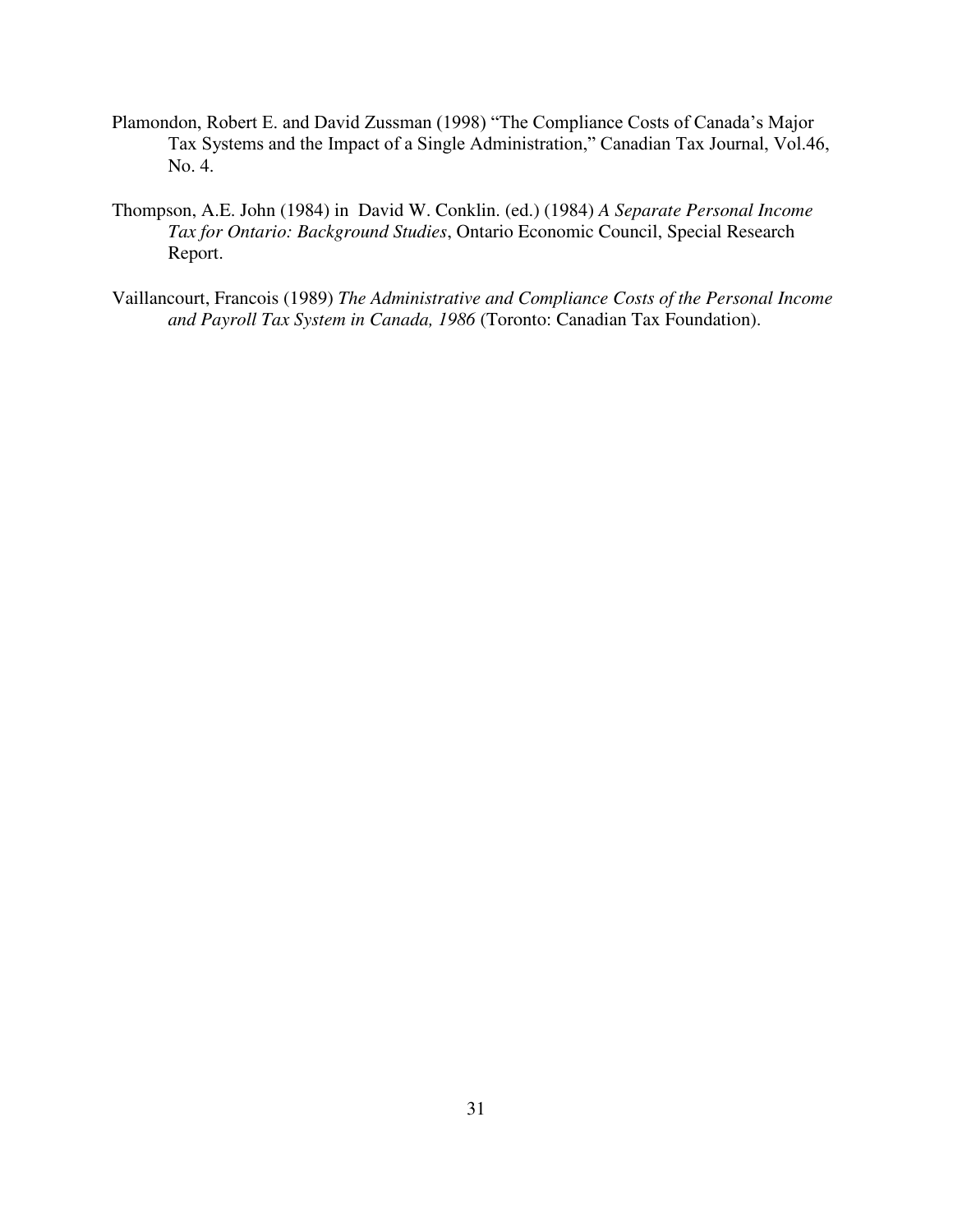Plamondon, Robert E. and David Zussman (1998) "The Compliance Costs of Canada's Major Tax Systems and the Impact of a Single Administration," Canadian Tax Journal, Vol.46, No. 4.

Thompson, A.E. John (1984) in David W. Conklin. (ed.) (1984) *A Separate Personal Income Tax for Ontario: Background Studies*, Ontario Economic Council, Special Research Report.

Vaillancourt, Francois (1989) *The Administrative and Compliance Costs of the Personal Income and Payroll Tax System in Canada, 1986* (Toronto: Canadian Tax Foundation).